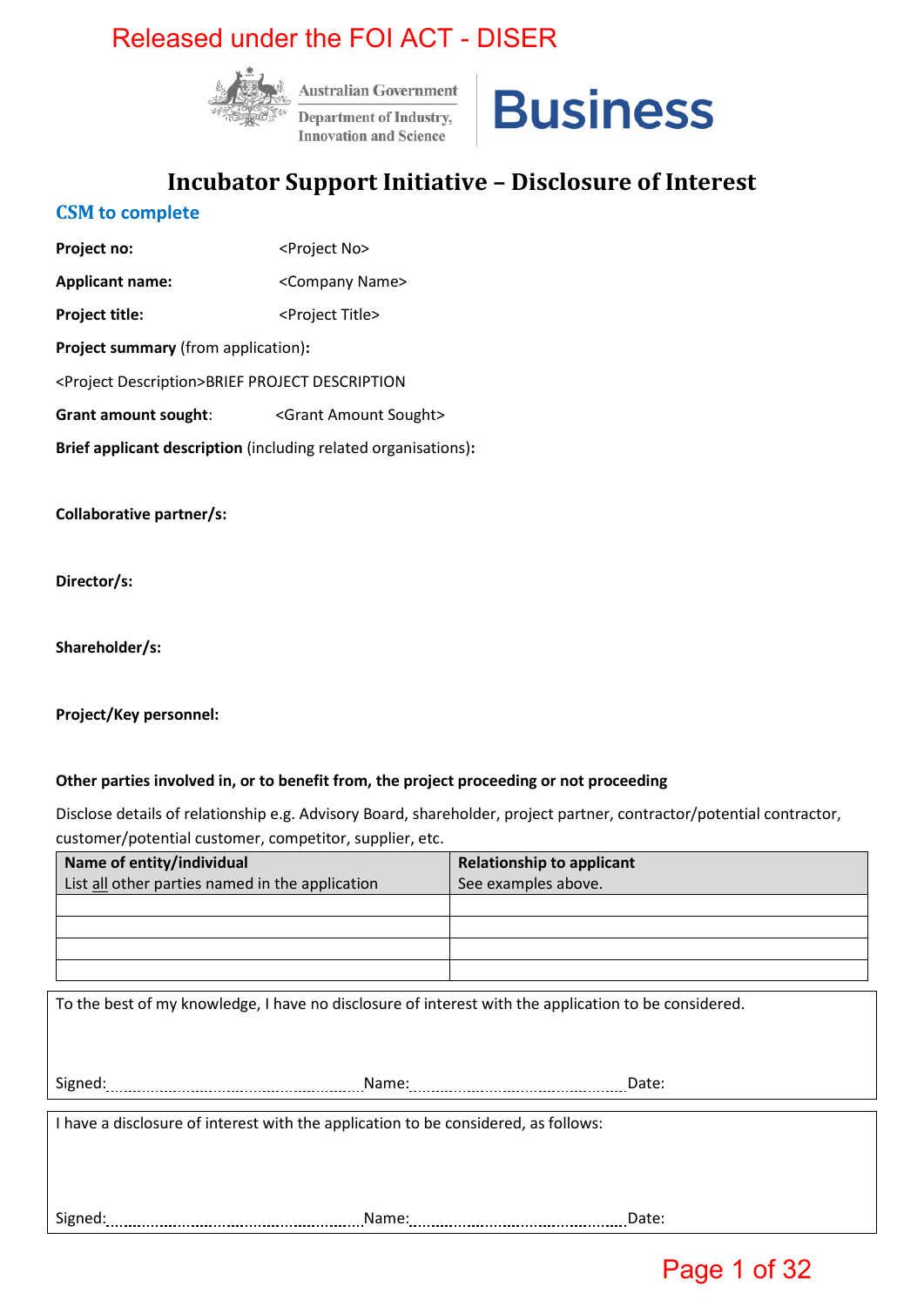Released under the FOI ACT - DISER

Australian Government
Department of Industry, Innovation and Science

Business

# Incubator Support Initiative – Disclosure of Interest

## CSM to complete

**Project no:** <Project No>

**Applicant name:** <Company Name>

**Project title:** <Project Title>

**Project summary** (from application)**:**

<Project Description>BRIEF PROJECT DESCRIPTION

**Grant amount sought**: <Grant Amount Sought>

**Brief applicant description** (including related organisations)**:**

**Collaborative partner/s:**

**Director/s:**

**Shareholder/s:**

**Project/Key personnel:**

**Other parties involved in, or to benefit from, the project proceeding or not proceeding**

Disclose details of relationship e.g. Advisory Board, shareholder, project partner, contractor/potential contractor, customer/potential customer, competitor, supplier, etc.

| **Name of entity/individual** List all other parties named in the application | **Relationship to applicant** See examples above. |
|---|---|
| | |
| | |
| | |
| | |

To the best of my knowledge, I have no disclosure of interest with the application to be considered.

Signed:.................................................Name:.................................................Date:

I have a disclosure of interest with the application to be considered, as follows:

Signed:.................................................Name:.................................................Date: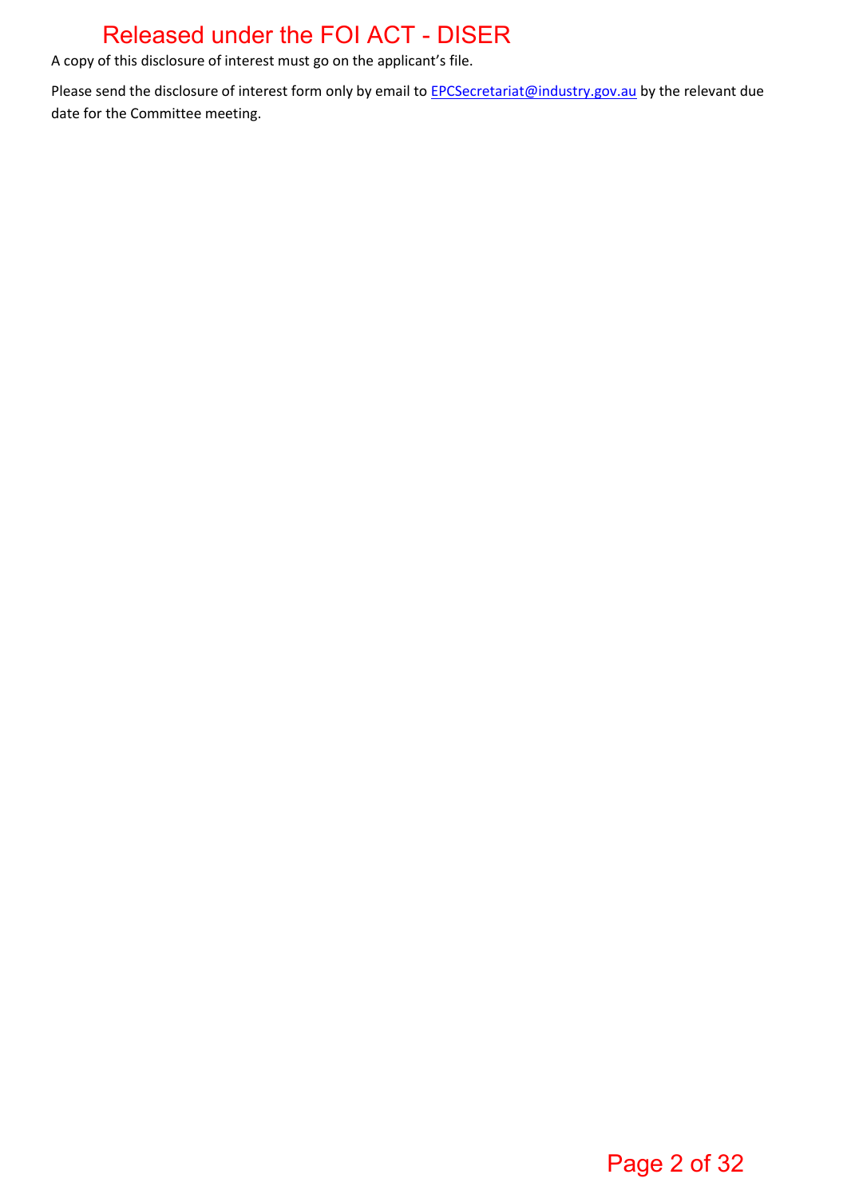A copy of this disclosure of interest must go on the applicant's file.

Please send the disclosure of interest form only by email to EPCSecretariat@industry.gov.au by the relevant due date for the Committee meeting.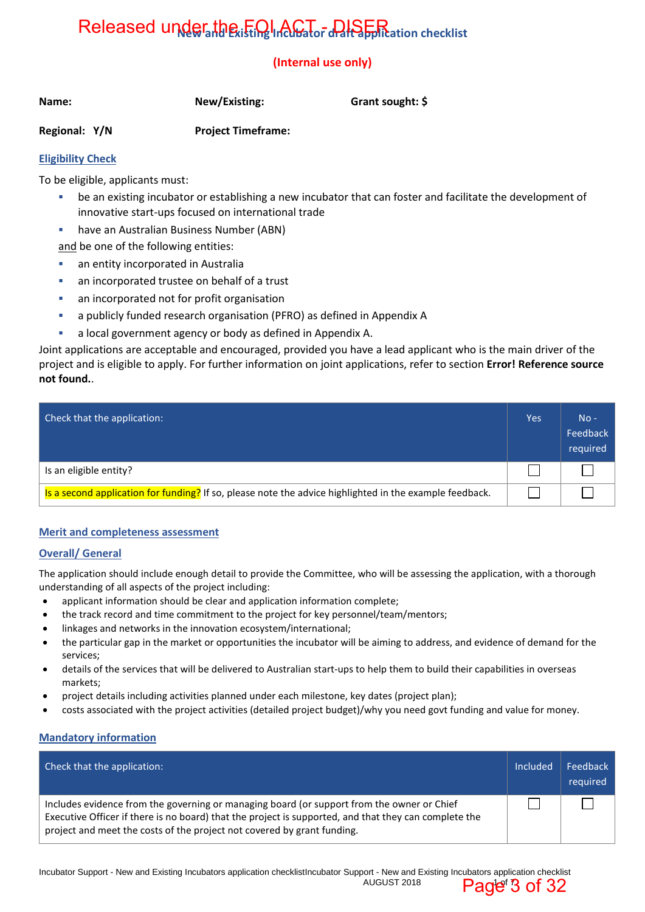Released under the FOI ACT - DISER

# New and Existing Incubator draft application checklist

**(Internal use only)**

**Name:** **New/Existing:** **Grant sought: $**

**Regional: Y/N** **Project Timeframe:**

## Eligibility Check

To be eligible, applicants must:

- be an existing incubator or establishing a new incubator that can foster and facilitate the development of innovative start-ups focused on international trade
- have an Australian Business Number (ABN)

and be one of the following entities:

- an entity incorporated in Australia
- an incorporated trustee on behalf of a trust
- an incorporated not for profit organisation
- a publicly funded research organisation (PFRO) as defined in Appendix A
- a local government agency or body as defined in Appendix A.

Joint applications are acceptable and encouraged, provided you have a lead applicant who is the main driver of the project and is eligible to apply. For further information on joint applications, refer to section **Error! Reference source not found.**.

| Check that the application: | Yes | No - Feedback required |
|---|---|---|
| Is an eligible entity? | ☐ | ☐ |
| Is a second application for funding? If so, please note the advice highlighted in the example feedback. | ☐ | ☐ |

## Merit and completeness assessment

### Overall/ General

The application should include enough detail to provide the Committee, who will be assessing the application, with a thorough understanding of all aspects of the project including:

- applicant information should be clear and application information complete;
- the track record and time commitment to the project for key personnel/team/mentors;
- linkages and networks in the innovation ecosystem/international;
- the particular gap in the market or opportunities the incubator will be aiming to address, and evidence of demand for the services;
- details of the services that will be delivered to Australian start-ups to help them to build their capabilities in overseas markets;
- project details including activities planned under each milestone, key dates (project plan);
- costs associated with the project activities (detailed project budget)/why you need govt funding and value for money.

### Mandatory information

| Check that the application: | Included | Feedback required |
|---|---|---|
| Includes evidence from the governing or managing board (or support from the owner or Chief Executive Officer if there is no board) that the project is supported, and that they can complete the project and meet the costs of the project not covered by grant funding. | ☐ | ☐ |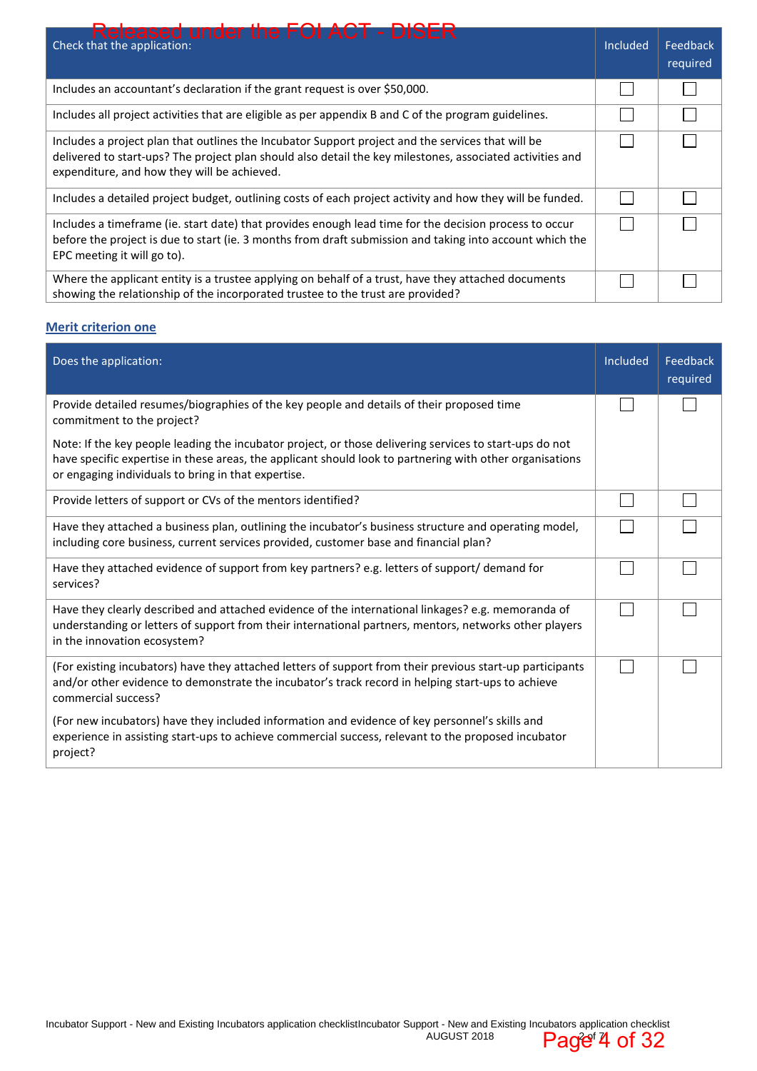| Check that the application: | Included | Feedback required |
|---|---|---|
| Includes an accountant's declaration if the grant request is over $50,000. | ☐ | ☐ |
| Includes all project activities that are eligible as per appendix B and C of the program guidelines. | ☐ | ☐ |
| Includes a project plan that outlines the Incubator Support project and the services that will be delivered to start-ups? The project plan should also detail the key milestones, associated activities and expenditure, and how they will be achieved. | ☐ | ☐ |
| Includes a detailed project budget, outlining costs of each project activity and how they will be funded. | ☐ | ☐ |
| Includes a timeframe (ie. start date) that provides enough lead time for the decision process to occur before the project is due to start (ie. 3 months from draft submission and taking into account which the EPC meeting it will go to). | ☐ | ☐ |
| Where the applicant entity is a trustee applying on behalf of a trust, have they attached documents showing the relationship of the incorporated trustee to the trust are provided? | ☐ | ☐ |

## Merit criterion one

| Does the application: | Included | Feedback required |
|---|---|---|
| Provide detailed resumes/biographies of the key people and details of their proposed time commitment to the project?<br><br>Note: If the key people leading the incubator project, or those delivering services to start-ups do not have specific expertise in these areas, the applicant should look to partnering with other organisations or engaging individuals to bring in that expertise. | ☐ | ☐ |
| Provide letters of support or CVs of the mentors identified? | ☐ | ☐ |
| Have they attached a business plan, outlining the incubator's business structure and operating model, including core business, current services provided, customer base and financial plan? | ☐ | ☐ |
| Have they attached evidence of support from key partners? e.g. letters of support/ demand for services? | ☐ | ☐ |
| Have they clearly described and attached evidence of the international linkages? e.g. memoranda of understanding or letters of support from their international partners, mentors, networks other players in the innovation ecosystem? | ☐ | ☐ |
| (For existing incubators) have they attached letters of support from their previous start-up participants and/or other evidence to demonstrate the incubator's track record in helping start-ups to achieve commercial success?<br><br>(For new incubators) have they included information and evidence of key personnel's skills and experience in assisting start-ups to achieve commercial success, relevant to the proposed incubator project? | ☐ | ☐ |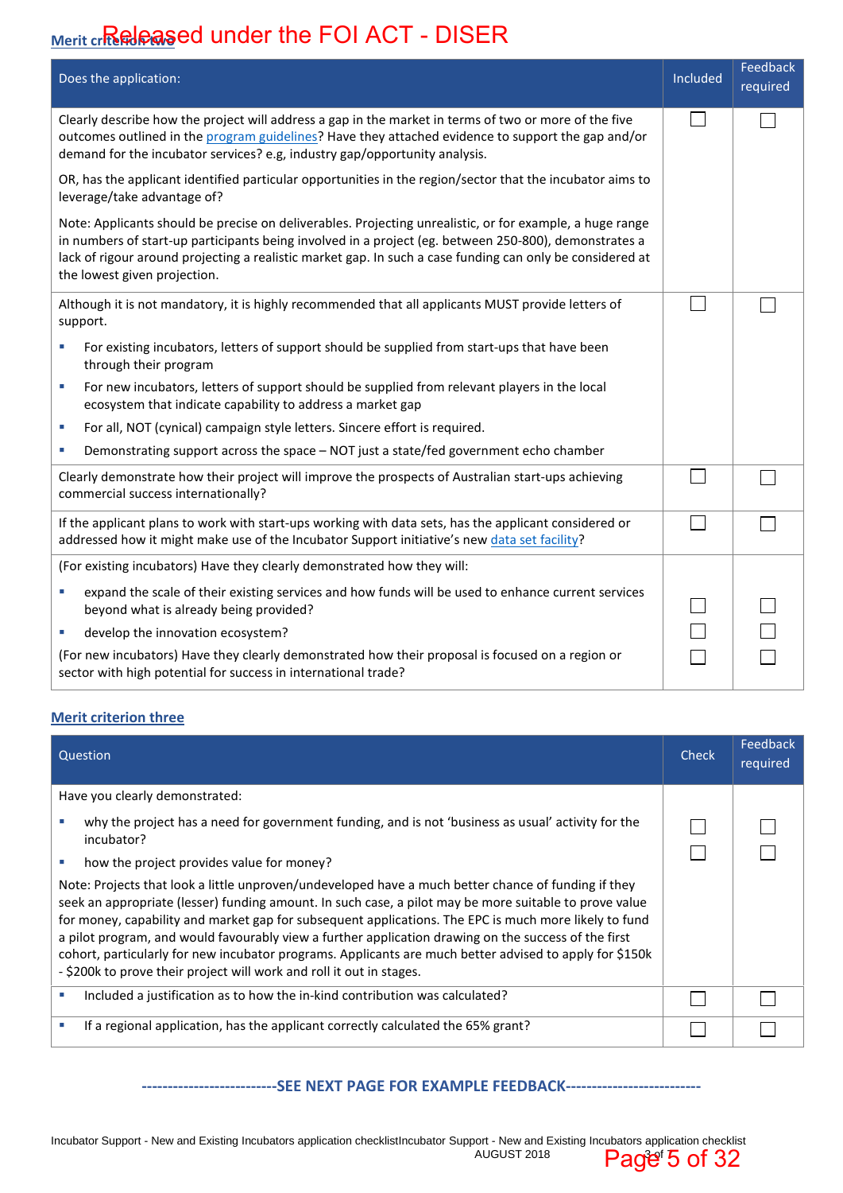## Merit criterion two

| Does the application: | Included | Feedback required |
|---|---|---|
| Clearly describe how the project will address a gap in the market in terms of two or more of the five outcomes outlined in the program guidelines? Have they attached evidence to support the gap and/or demand for the incubator services? e.g, industry gap/opportunity analysis.<br><br>OR, has the applicant identified particular opportunities in the region/sector that the incubator aims to leverage/take advantage of?<br><br>Note: Applicants should be precise on deliverables. Projecting unrealistic, or for example, a huge range in numbers of start-up participants being involved in a project (eg. between 250-800), demonstrates a lack of rigour around projecting a realistic market gap. In such a case funding can only be considered at the lowest given projection. | ☐ | ☐ |
| Although it is not mandatory, it is highly recommended that all applicants MUST provide letters of support.<br>▪ For existing incubators, letters of support should be supplied from start-ups that have been through their program<br>▪ For new incubators, letters of support should be supplied from relevant players in the local ecosystem that indicate capability to address a market gap<br>▪ For all, NOT (cynical) campaign style letters. Sincere effort is required.<br>▪ Demonstrating support across the space – NOT just a state/fed government echo chamber | ☐ | ☐ |
| Clearly demonstrate how their project will improve the prospects of Australian start-ups achieving commercial success internationally? | ☐ | ☐ |
| If the applicant plans to work with start-ups working with data sets, has the applicant considered or addressed how it might make use of the Incubator Support initiative's new data set facility? | ☐ | ☐ |
| (For existing incubators) Have they clearly demonstrated how they will:<br>▪ expand the scale of their existing services and how funds will be used to enhance current services beyond what is already being provided?<br>▪ develop the innovation ecosystem?<br>(For new incubators) Have they clearly demonstrated how their proposal is focused on a region or sector with high potential for success in international trade? | ☐<br>☐<br>☐ | ☐<br>☐<br>☐ |

## Merit criterion three

| Question | Check | Feedback required |
|---|---|---|
| Have you clearly demonstrated:<br>▪ why the project has a need for government funding, and is not 'business as usual' activity for the incubator?<br>▪ how the project provides value for money?<br>Note: Projects that look a little unproven/undeveloped have a much better chance of funding if they seek an appropriate (lesser) funding amount. In such case, a pilot may be more suitable to prove value for money, capability and market gap for subsequent applications. The EPC is much more likely to fund a pilot program, and would favourably view a further application drawing on the success of the first cohort, particularly for new incubator programs. Applicants are much better advised to apply for $150k - $200k to prove their project will work and roll it out in stages. | ☐<br>☐ | ☐<br>☐ |
| ▪ Included a justification as to how the in-kind contribution was calculated? | ☐ | ☐ |
| ▪ If a regional application, has the applicant correctly calculated the 65% grant? | ☐ | ☐ |

**-------------------------SEE NEXT PAGE FOR EXAMPLE FEEDBACK-------------------------**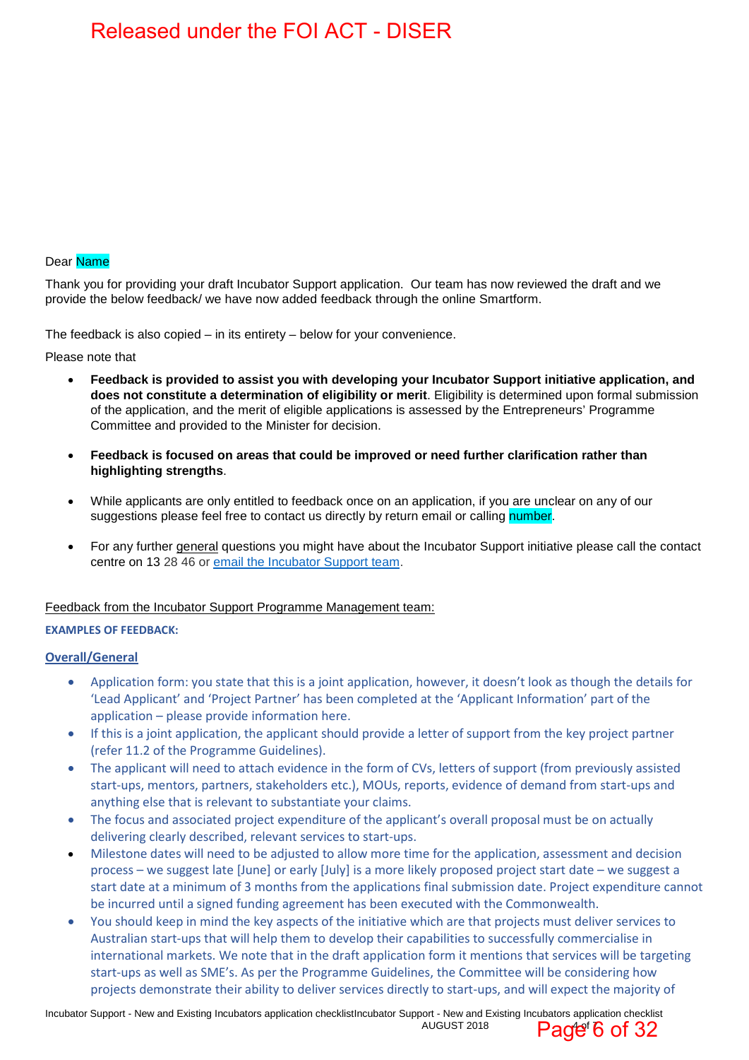Dear Name

Thank you for providing your draft Incubator Support application. Our team has now reviewed the draft and we provide the below feedback/ we have now added feedback through the online Smartform.

The feedback is also copied – in its entirety – below for your convenience.

Please note that

- **Feedback is provided to assist you with developing your Incubator Support initiative application, and does not constitute a determination of eligibility or merit**. Eligibility is determined upon formal submission of the application, and the merit of eligible applications is assessed by the Entrepreneurs' Programme Committee and provided to the Minister for decision.
- **Feedback is focused on areas that could be improved or need further clarification rather than highlighting strengths**.
- While applicants are only entitled to feedback once on an application, if you are unclear on any of our suggestions please feel free to contact us directly by return email or calling number.
- For any further general questions you might have about the Incubator Support initiative please call the contact centre on 13 28 46 or email the Incubator Support team.

Feedback from the Incubator Support Programme Management team:

**EXAMPLES OF FEEDBACK:**

**Overall/General**

- Application form: you state that this is a joint application, however, it doesn't look as though the details for 'Lead Applicant' and 'Project Partner' has been completed at the 'Applicant Information' part of the application – please provide information here.
- If this is a joint application, the applicant should provide a letter of support from the key project partner (refer 11.2 of the Programme Guidelines).
- The applicant will need to attach evidence in the form of CVs, letters of support (from previously assisted start-ups, mentors, partners, stakeholders etc.), MOUs, reports, evidence of demand from start-ups and anything else that is relevant to substantiate your claims.
- The focus and associated project expenditure of the applicant's overall proposal must be on actually delivering clearly described, relevant services to start-ups.
- Milestone dates will need to be adjusted to allow more time for the application, assessment and decision process – we suggest late [June] or early [July] is a more likely proposed project start date – we suggest a start date at a minimum of 3 months from the applications final submission date. Project expenditure cannot be incurred until a signed funding agreement has been executed with the Commonwealth.
- You should keep in mind the key aspects of the initiative which are that projects must deliver services to Australian start-ups that will help them to develop their capabilities to successfully commercialise in international markets. We note that in the draft application form it mentions that services will be targeting start-ups as well as SME's. As per the Programme Guidelines, the Committee will be considering how projects demonstrate their ability to deliver services directly to start-ups, and will expect the majority of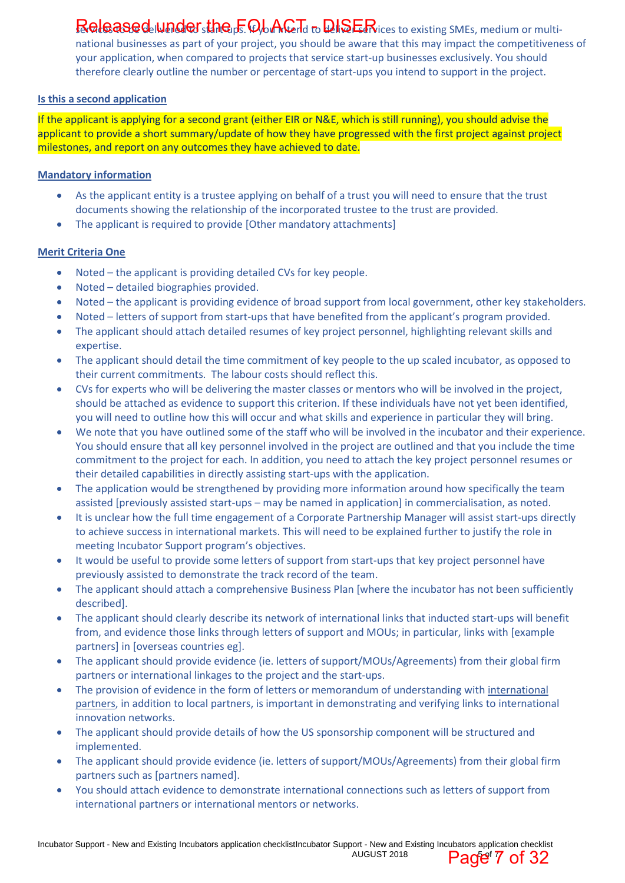services to be delivered to start-ups. If you intend to deliver services to existing SMEs, medium or multi-national businesses as part of your project, you should be aware that this may impact the competitiveness of your application, when compared to projects that service start-up businesses exclusively. You should therefore clearly outline the number or percentage of start-ups you intend to support in the project.

**Is this a second application**

If the applicant is applying for a second grant (either EIR or N&E, which is still running), you should advise the applicant to provide a short summary/update of how they have progressed with the first project against project milestones, and report on any outcomes they have achieved to date.

**Mandatory information**

- As the applicant entity is a trustee applying on behalf of a trust you will need to ensure that the trust documents showing the relationship of the incorporated trustee to the trust are provided.
- The applicant is required to provide [Other mandatory attachments]

**Merit Criteria One**

- Noted – the applicant is providing detailed CVs for key people.
- Noted – detailed biographies provided.
- Noted – the applicant is providing evidence of broad support from local government, other key stakeholders.
- Noted – letters of support from start-ups that have benefited from the applicant's program provided.
- The applicant should attach detailed resumes of key project personnel, highlighting relevant skills and expertise.
- The applicant should detail the time commitment of key people to the up scaled incubator, as opposed to their current commitments. The labour costs should reflect this.
- CVs for experts who will be delivering the master classes or mentors who will be involved in the project, should be attached as evidence to support this criterion. If these individuals have not yet been identified, you will need to outline how this will occur and what skills and experience in particular they will bring.
- We note that you have outlined some of the staff who will be involved in the incubator and their experience. You should ensure that all key personnel involved in the project are outlined and that you include the time commitment to the project for each. In addition, you need to attach the key project personnel resumes or their detailed capabilities in directly assisting start-ups with the application.
- The application would be strengthened by providing more information around how specifically the team assisted [previously assisted start-ups – may be named in application] in commercialisation, as noted.
- It is unclear how the full time engagement of a Corporate Partnership Manager will assist start-ups directly to achieve success in international markets. This will need to be explained further to justify the role in meeting Incubator Support program's objectives.
- It would be useful to provide some letters of support from start-ups that key project personnel have previously assisted to demonstrate the track record of the team.
- The applicant should attach a comprehensive Business Plan [where the incubator has not been sufficiently described].
- The applicant should clearly describe its network of international links that inducted start-ups will benefit from, and evidence those links through letters of support and MOUs; in particular, links with [example partners] in [overseas countries eg].
- The applicant should provide evidence (ie. letters of support/MOUs/Agreements) from their global firm partners or international linkages to the project and the start-ups.
- The provision of evidence in the form of letters or memorandum of understanding with international partners, in addition to local partners, is important in demonstrating and verifying links to international innovation networks.
- The applicant should provide details of how the US sponsorship component will be structured and implemented.
- The applicant should provide evidence (ie. letters of support/MOUs/Agreements) from their global firm partners such as [partners named].
- You should attach evidence to demonstrate international connections such as letters of support from international partners or international mentors or networks.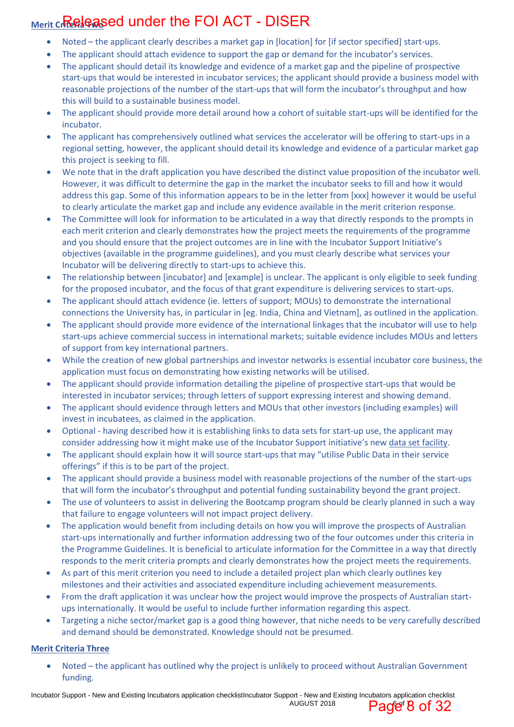## Merit Criteria Two

- Noted – the applicant clearly describes a market gap in [location] for [if sector specified] start-ups.
- The applicant should attach evidence to support the gap or demand for the incubator's services.
- The applicant should detail its knowledge and evidence of a market gap and the pipeline of prospective start-ups that would be interested in incubator services; the applicant should provide a business model with reasonable projections of the number of the start-ups that will form the incubator's throughput and how this will build to a sustainable business model.
- The applicant should provide more detail around how a cohort of suitable start-ups will be identified for the incubator.
- The applicant has comprehensively outlined what services the accelerator will be offering to start-ups in a regional setting, however, the applicant should detail its knowledge and evidence of a particular market gap this project is seeking to fill.
- We note that in the draft application you have described the distinct value proposition of the incubator well. However, it was difficult to determine the gap in the market the incubator seeks to fill and how it would address this gap. Some of this information appears to be in the letter from [xxx] however it would be useful to clearly articulate the market gap and include any evidence available in the merit criterion response.
- The Committee will look for information to be articulated in a way that directly responds to the prompts in each merit criterion and clearly demonstrates how the project meets the requirements of the programme and you should ensure that the project outcomes are in line with the Incubator Support Initiative's objectives (available in the programme guidelines), and you must clearly describe what services your Incubator will be delivering directly to start-ups to achieve this.
- The relationship between [incubator] and [example] is unclear. The applicant is only eligible to seek funding for the proposed incubator, and the focus of that grant expenditure is delivering services to start-ups.
- The applicant should attach evidence (ie. letters of support; MOUs) to demonstrate the international connections the University has, in particular in [eg. India, China and Vietnam], as outlined in the application.
- The applicant should provide more evidence of the international linkages that the incubator will use to help start-ups achieve commercial success in international markets; suitable evidence includes MOUs and letters of support from key international partners.
- While the creation of new global partnerships and investor networks is essential incubator core business, the application must focus on demonstrating how existing networks will be utilised.
- The applicant should provide information detailing the pipeline of prospective start-ups that would be interested in incubator services; through letters of support expressing interest and showing demand.
- The applicant should evidence through letters and MOUs that other investors (including examples) will invest in incubatees, as claimed in the application.
- Optional - having described how it is establishing links to data sets for start-up use, the applicant may consider addressing how it might make use of the Incubator Support initiative's new data set facility.
- The applicant should explain how it will source start-ups that may "utilise Public Data in their service offerings" if this is to be part of the project.
- The applicant should provide a business model with reasonable projections of the number of the start-ups that will form the incubator's throughput and potential funding sustainability beyond the grant project.
- The use of volunteers to assist in delivering the Bootcamp program should be clearly planned in such a way that failure to engage volunteers will not impact project delivery.
- The application would benefit from including details on how you will improve the prospects of Australian start-ups internationally and further information addressing two of the four outcomes under this criteria in the Programme Guidelines. It is beneficial to articulate information for the Committee in a way that directly responds to the merit criteria prompts and clearly demonstrates how the project meets the requirements.
- As part of this merit criterion you need to include a detailed project plan which clearly outlines key milestones and their activities and associated expenditure including achievement measurements.
- From the draft application it was unclear how the project would improve the prospects of Australian start-ups internationally. It would be useful to include further information regarding this aspect.
- Targeting a niche sector/market gap is a good thing however, that niche needs to be very carefully described and demand should be demonstrated. Knowledge should not be presumed.

## Merit Criteria Three

- Noted – the applicant has outlined why the project is unlikely to proceed without Australian Government funding.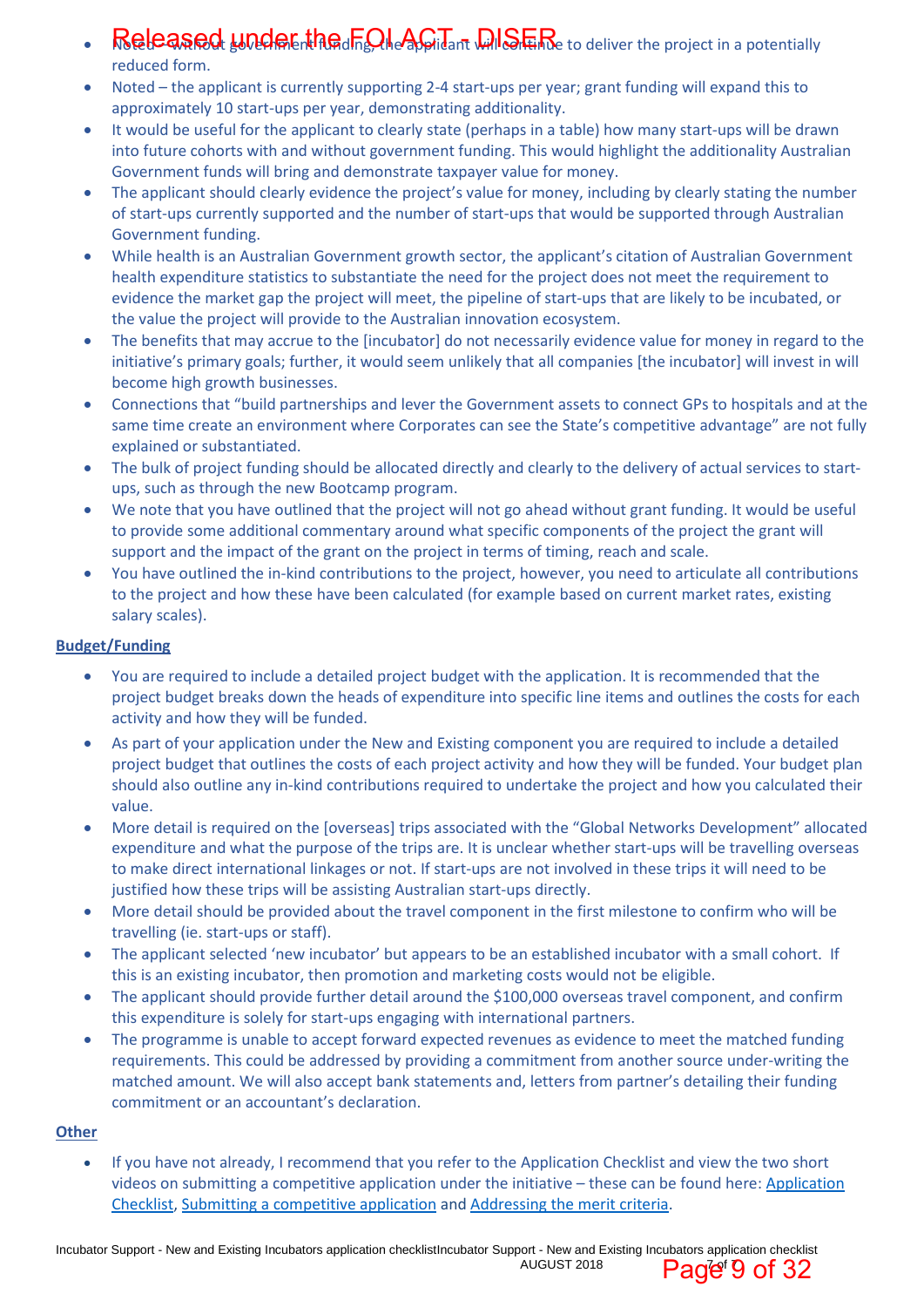- Noted – without government funding, the applicant will continue to deliver the project in a potentially reduced form.
- Noted – the applicant is currently supporting 2-4 start-ups per year; grant funding will expand this to approximately 10 start-ups per year, demonstrating additionality.
- It would be useful for the applicant to clearly state (perhaps in a table) how many start-ups will be drawn into future cohorts with and without government funding. This would highlight the additionality Australian Government funds will bring and demonstrate taxpayer value for money.
- The applicant should clearly evidence the project's value for money, including by clearly stating the number of start-ups currently supported and the number of start-ups that would be supported through Australian Government funding.
- While health is an Australian Government growth sector, the applicant's citation of Australian Government health expenditure statistics to substantiate the need for the project does not meet the requirement to evidence the market gap the project will meet, the pipeline of start-ups that are likely to be incubated, or the value the project will provide to the Australian innovation ecosystem.
- The benefits that may accrue to the [incubator] do not necessarily evidence value for money in regard to the initiative's primary goals; further, it would seem unlikely that all companies [the incubator] will invest in will become high growth businesses.
- Connections that "build partnerships and lever the Government assets to connect GPs to hospitals and at the same time create an environment where Corporates can see the State's competitive advantage" are not fully explained or substantiated.
- The bulk of project funding should be allocated directly and clearly to the delivery of actual services to start-ups, such as through the new Bootcamp program.
- We note that you have outlined that the project will not go ahead without grant funding. It would be useful to provide some additional commentary around what specific components of the project the grant will support and the impact of the grant on the project in terms of timing, reach and scale.
- You have outlined the in-kind contributions to the project, however, you need to articulate all contributions to the project and how these have been calculated (for example based on current market rates, existing salary scales).

**Budget/Funding**

- You are required to include a detailed project budget with the application. It is recommended that the project budget breaks down the heads of expenditure into specific line items and outlines the costs for each activity and how they will be funded.
- As part of your application under the New and Existing component you are required to include a detailed project budget that outlines the costs of each project activity and how they will be funded. Your budget plan should also outline any in-kind contributions required to undertake the project and how you calculated their value.
- More detail is required on the [overseas] trips associated with the "Global Networks Development" allocated expenditure and what the purpose of the trips are. It is unclear whether start-ups will be travelling overseas to make direct international linkages or not. If start-ups are not involved in these trips it will need to be justified how these trips will be assisting Australian start-ups directly.
- More detail should be provided about the travel component in the first milestone to confirm who will be travelling (ie. start-ups or staff).
- The applicant selected 'new incubator' but appears to be an established incubator with a small cohort. If this is an existing incubator, then promotion and marketing costs would not be eligible.
- The applicant should provide further detail around the $100,000 overseas travel component, and confirm this expenditure is solely for start-ups engaging with international partners.
- The programme is unable to accept forward expected revenues as evidence to meet the matched funding requirements. This could be addressed by providing a commitment from another source under-writing the matched amount. We will also accept bank statements and, letters from partner's detailing their funding commitment or an accountant's declaration.

**Other**

- If you have not already, I recommend that you refer to the Application Checklist and view the two short videos on submitting a competitive application under the initiative – these can be found here: Application Checklist, Submitting a competitive application and Addressing the merit criteria.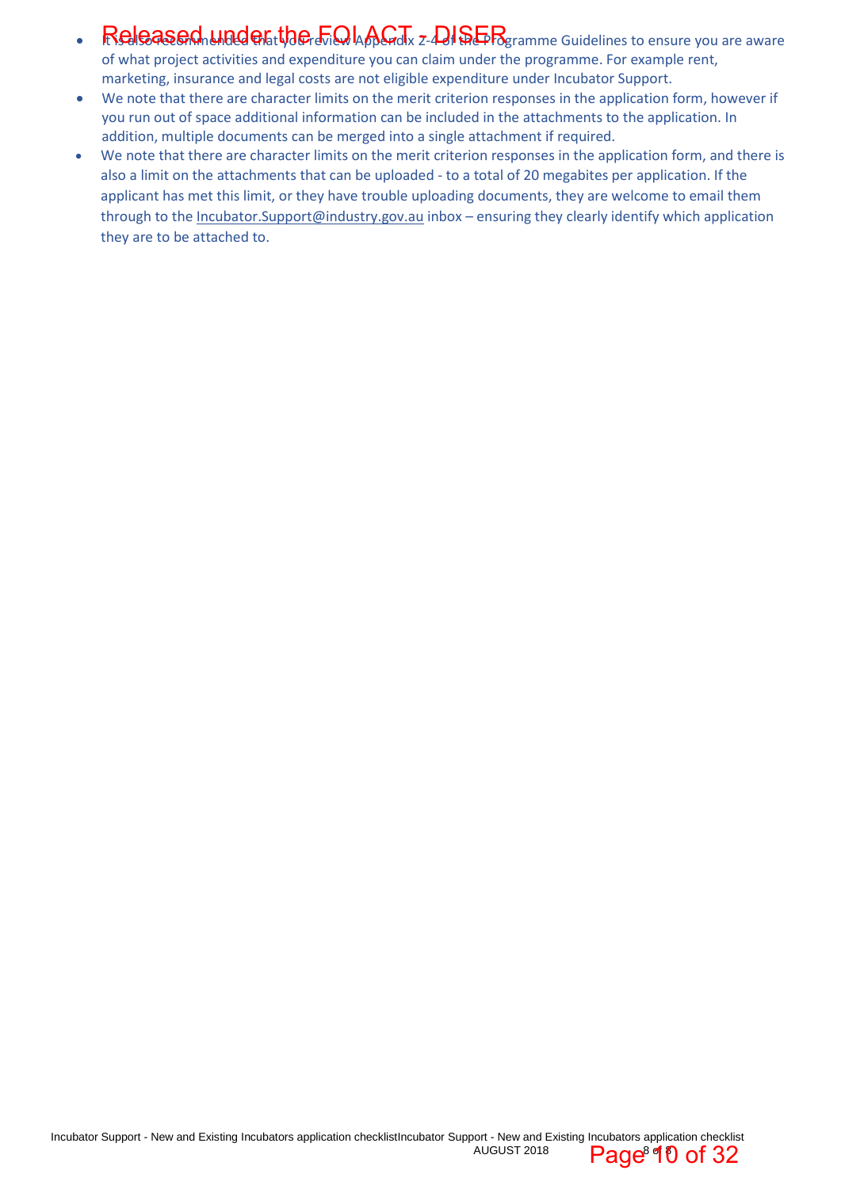- It is also recommended that you review Appendix 2-4 of the Programme Guidelines to ensure you are aware of what project activities and expenditure you can claim under the programme. For example rent, marketing, insurance and legal costs are not eligible expenditure under Incubator Support.
- We note that there are character limits on the merit criterion responses in the application form, however if you run out of space additional information can be included in the attachments to the application. In addition, multiple documents can be merged into a single attachment if required.
- We note that there are character limits on the merit criterion responses in the application form, and there is also a limit on the attachments that can be uploaded - to a total of 20 megabites per application. If the applicant has met this limit, or they have trouble uploading documents, they are welcome to email them through to the Incubator.Support@industry.gov.au inbox – ensuring they clearly identify which application they are to be attached to.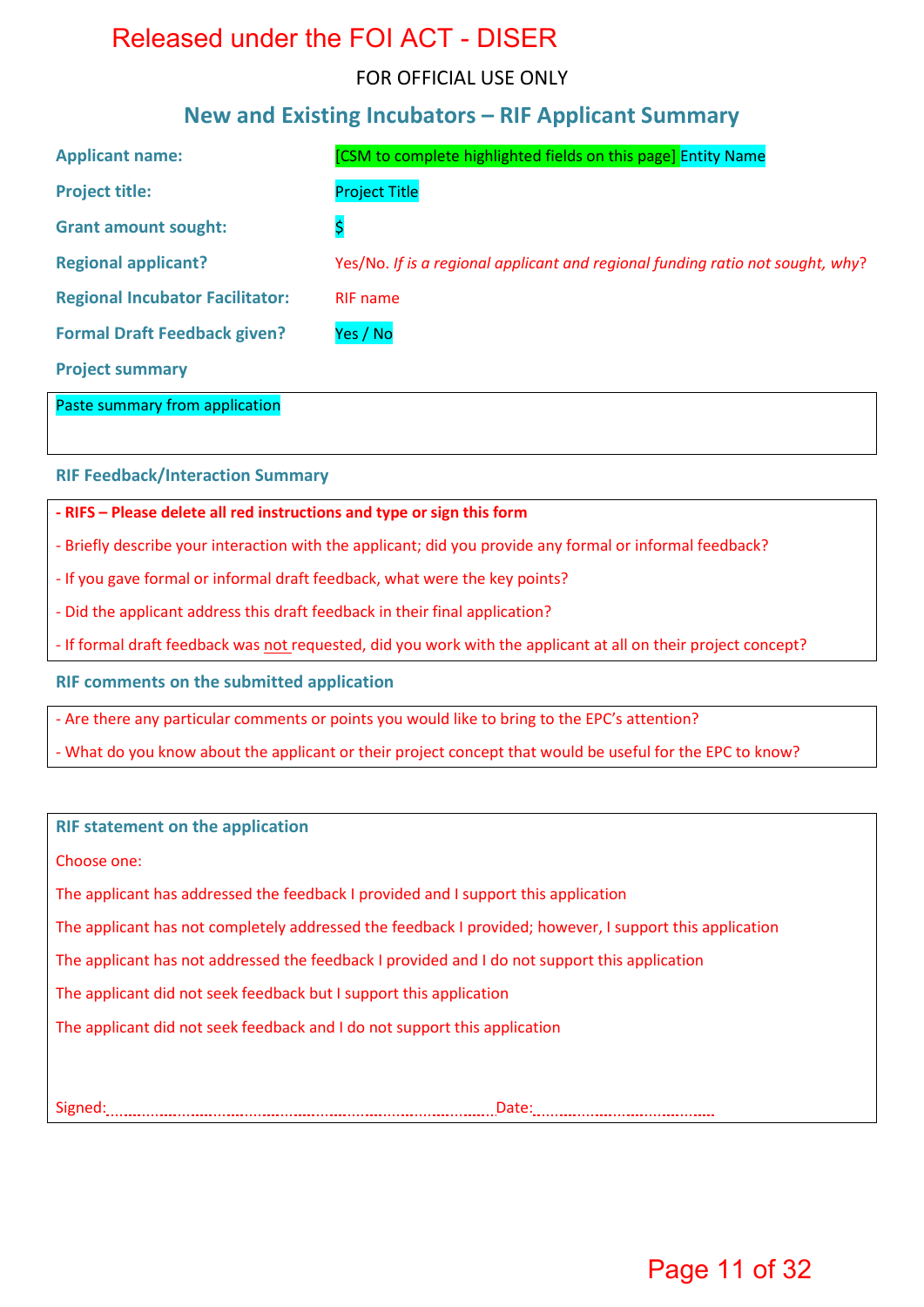Released under the FOI ACT - DISER

FOR OFFICIAL USE ONLY

## New and Existing Incubators – RIF Applicant Summary

| | |
|---|---|
| **Applicant name:** | [CSM to complete highlighted fields on this page] Entity Name |
| **Project title:** | Project Title |
| **Grant amount sought:** | $ |
| **Regional applicant?** | Yes/No. *If is a regional applicant and regional funding ratio not sought, why*? |
| **Regional Incubator Facilitator:** | RIF name |
| **Formal Draft Feedback given?** | Yes / No |

### Project summary

Paste summary from application

### RIF Feedback/Interaction Summary

**- RIFS – Please delete all red instructions and type or sign this form**

- Briefly describe your interaction with the applicant; did you provide any formal or informal feedback?
- If you gave formal or informal draft feedback, what were the key points?
- Did the applicant address this draft feedback in their final application?
- If formal draft feedback was not requested, did you work with the applicant at all on their project concept?

### RIF comments on the submitted application

- Are there any particular comments or points you would like to bring to the EPC's attention?
- What do you know about the applicant or their project concept that would be useful for the EPC to know?

### RIF statement on the application

Choose one:

The applicant has addressed the feedback I provided and I support this application

The applicant has not completely addressed the feedback I provided; however, I support this application

The applicant has not addressed the feedback I provided and I do not support this application

The applicant did not seek feedback but I support this application

The applicant did not seek feedback and I do not support this application

Signed:........................................................................................ Date:......................................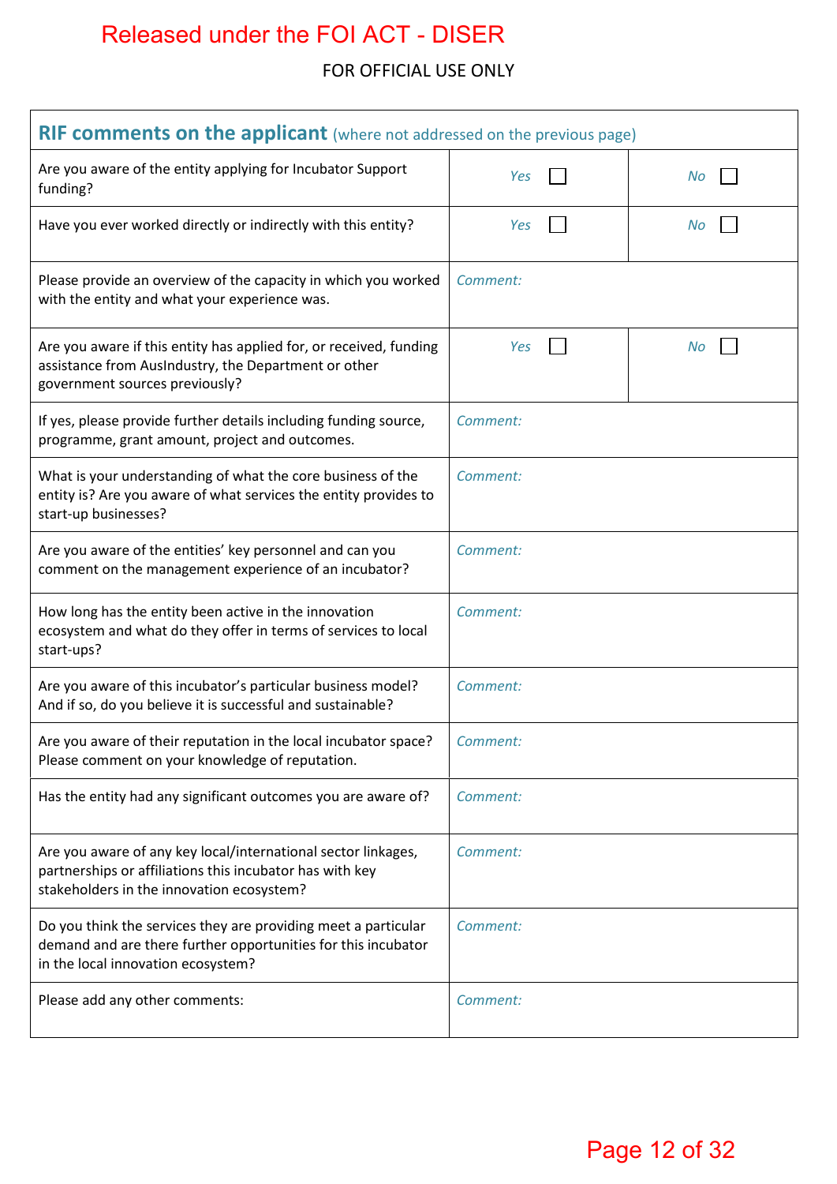Released under the FOI ACT - DISER

FOR OFFICIAL USE ONLY

| **RIF comments on the applicant** (where not addressed on the previous page) | | |
|---|---|---|
| Are you aware of the entity applying for Incubator Support funding? | *Yes* ☐ | *No* ☐ |
| Have you ever worked directly or indirectly with this entity? | *Yes* ☐ | *No* ☐ |
| Please provide an overview of the capacity in which you worked with the entity and what your experience was. | *Comment:* | |
| Are you aware if this entity has applied for, or received, funding assistance from AusIndustry, the Department or other government sources previously? | *Yes* ☐ | *No* ☐ |
| If yes, please provide further details including funding source, programme, grant amount, project and outcomes. | *Comment:* | |
| What is your understanding of what the core business of the entity is? Are you aware of what services the entity provides to start-up businesses? | *Comment:* | |
| Are you aware of the entities' key personnel and can you comment on the management experience of an incubator? | *Comment:* | |
| How long has the entity been active in the innovation ecosystem and what do they offer in terms of services to local start-ups? | *Comment:* | |
| Are you aware of this incubator's particular business model? And if so, do you believe it is successful and sustainable? | *Comment:* | |
| Are you aware of their reputation in the local incubator space? Please comment on your knowledge of reputation. | *Comment:* | |
| Has the entity had any significant outcomes you are aware of? | *Comment:* | |
| Are you aware of any key local/international sector linkages, partnerships or affiliations this incubator has with key stakeholders in the innovation ecosystem? | *Comment:* | |
| Do you think the services they are providing meet a particular demand and are there further opportunities for this incubator in the local innovation ecosystem? | *Comment:* | |
| Please add any other comments: | *Comment:* | |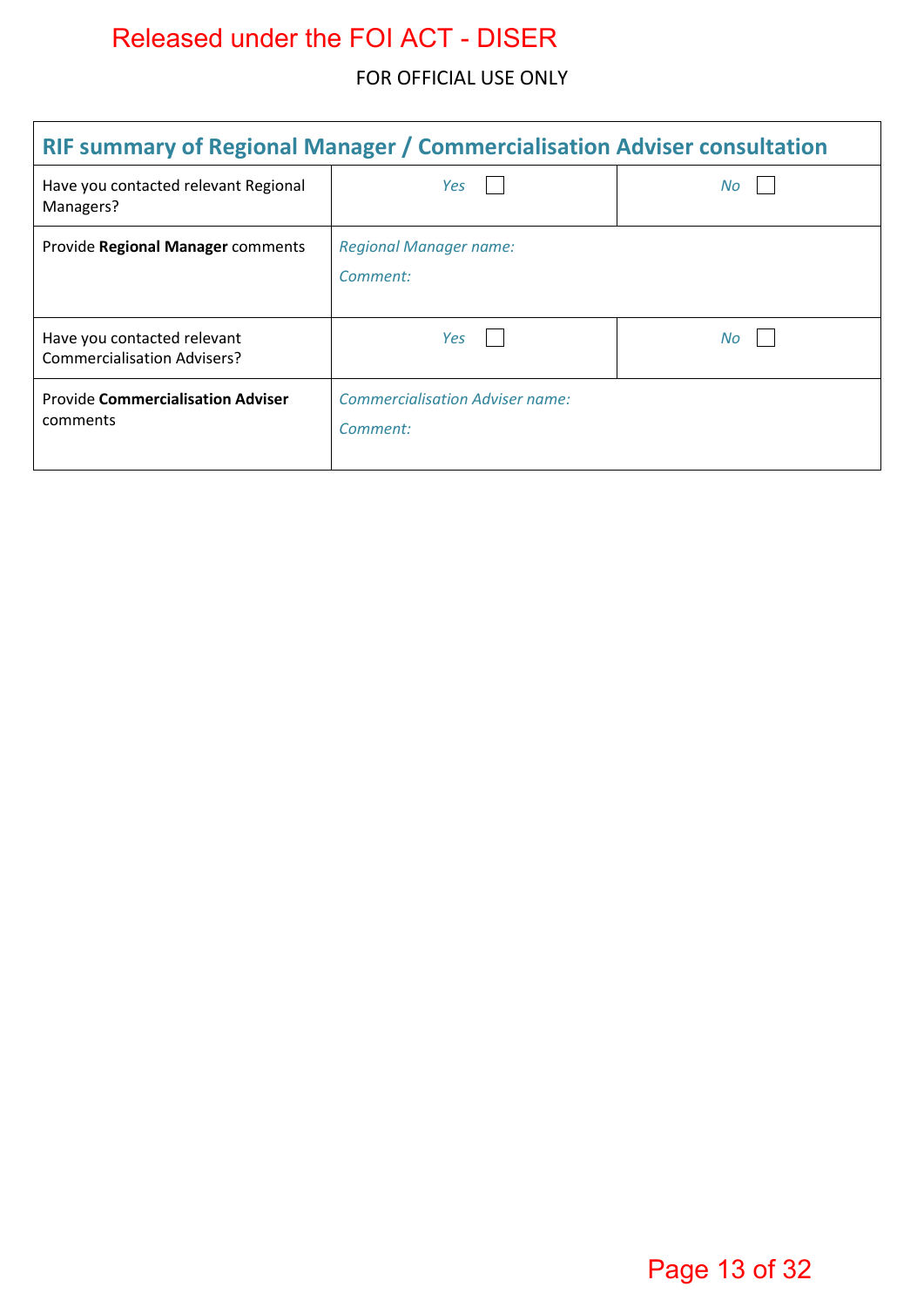Released under the FOI ACT - DISER

FOR OFFICIAL USE ONLY

| RIF summary of Regional Manager / Commercialisation Adviser consultation | | |
|---|---|---|
| Have you contacted relevant Regional Managers? | *Yes* ☐ | *No* ☐ |
| Provide **Regional Manager** comments | *Regional Manager name:*<br>*Comment:* | |
| Have you contacted relevant Commercialisation Advisers? | *Yes* ☐ | *No* ☐ |
| Provide **Commercialisation Adviser** comments | *Commercialisation Adviser name:*<br>*Comment:* | |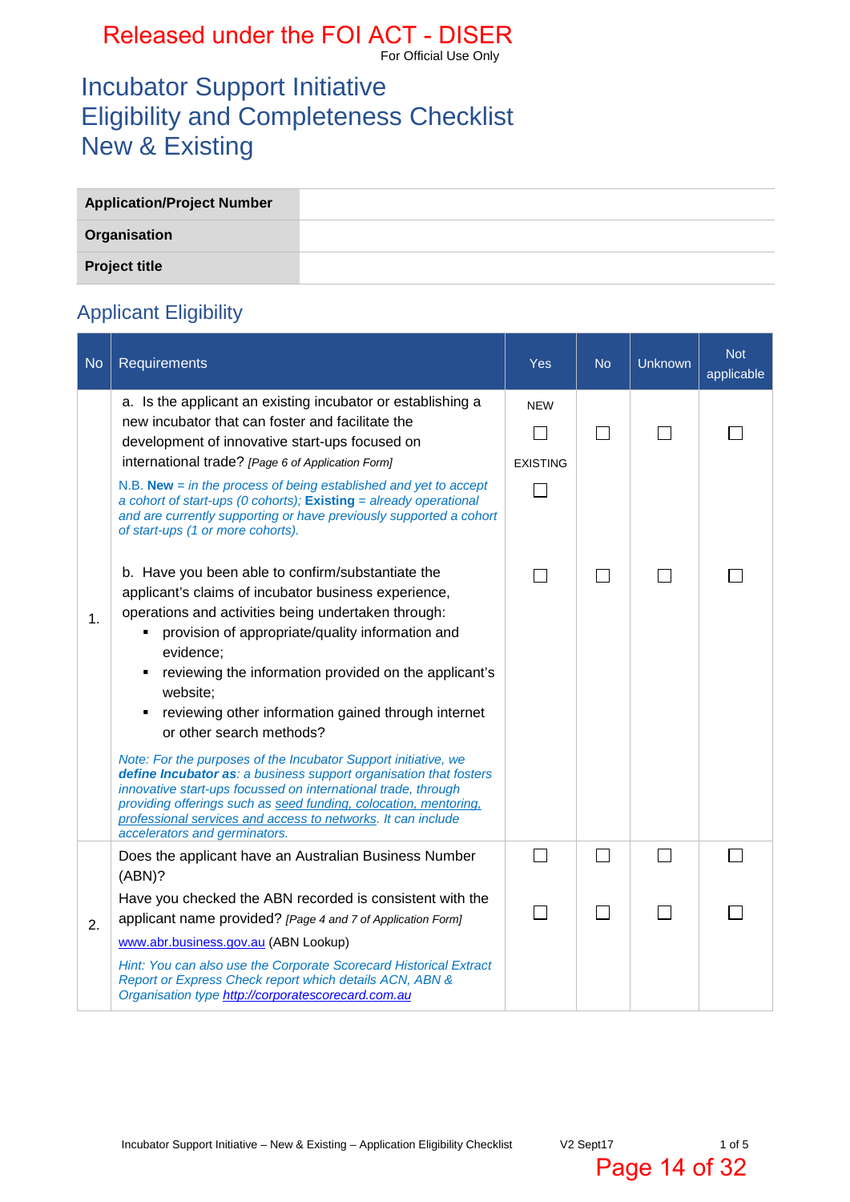Released under the FOI ACT - DISER

For Official Use Only

# Incubator Support Initiative
# Eligibility and Completeness Checklist
# New & Existing

| Application/Project Number | |
|---|---|
| Organisation | |
| Project title | |

## Applicant Eligibility

| No | Requirements | Yes | No | Unknown | Not applicable |
|---|---|---|---|---|---|
| 1. | a. Is the applicant an existing incubator or establishing a new incubator that can foster and facilitate the development of innovative start-ups focused on international trade? *[Page 6 of Application Form]*<br><br>*N.B.* ***New*** *= in the process of being established and yet to accept a cohort of start-ups (0 cohorts);* ***Existing*** *= already operational and are currently supporting or have previously supported a cohort of start-ups (1 or more cohorts).* | NEW ☐<br>EXISTING ☐ | ☐ | ☐ | ☐ |
| | b. Have you been able to confirm/substantiate the applicant's claims of incubator business experience, operations and activities being undertaken through:<br>▪ provision of appropriate/quality information and evidence;<br>▪ reviewing the information provided on the applicant's website;<br>▪ reviewing other information gained through internet or other search methods?<br><br>*Note: For the purposes of the Incubator Support initiative, we* ***define Incubator as****: a business support organisation that fosters innovative start-ups focussed on international trade, through providing offerings such as seed funding, colocation, mentoring, professional services and access to networks. It can include accelerators and germinators.* | ☐ | ☐ | ☐ | ☐ |
| 2. | Does the applicant have an Australian Business Number (ABN)? | ☐ | ☐ | ☐ | ☐ |
| | Have you checked the ABN recorded is consistent with the applicant name provided? *[Page 4 and 7 of Application Form]*<br>www.abr.business.gov.au (ABN Lookup)<br>*Hint: You can also use the Corporate Scorecard Historical Extract Report or Express Check report which details ACN, ABN & Organisation type http://corporatescorecard.com.au* | ☐ | ☐ | ☐ | ☐ |

Incubator Support Initiative – New & Existing – Application Eligibility Checklist V2 Sept17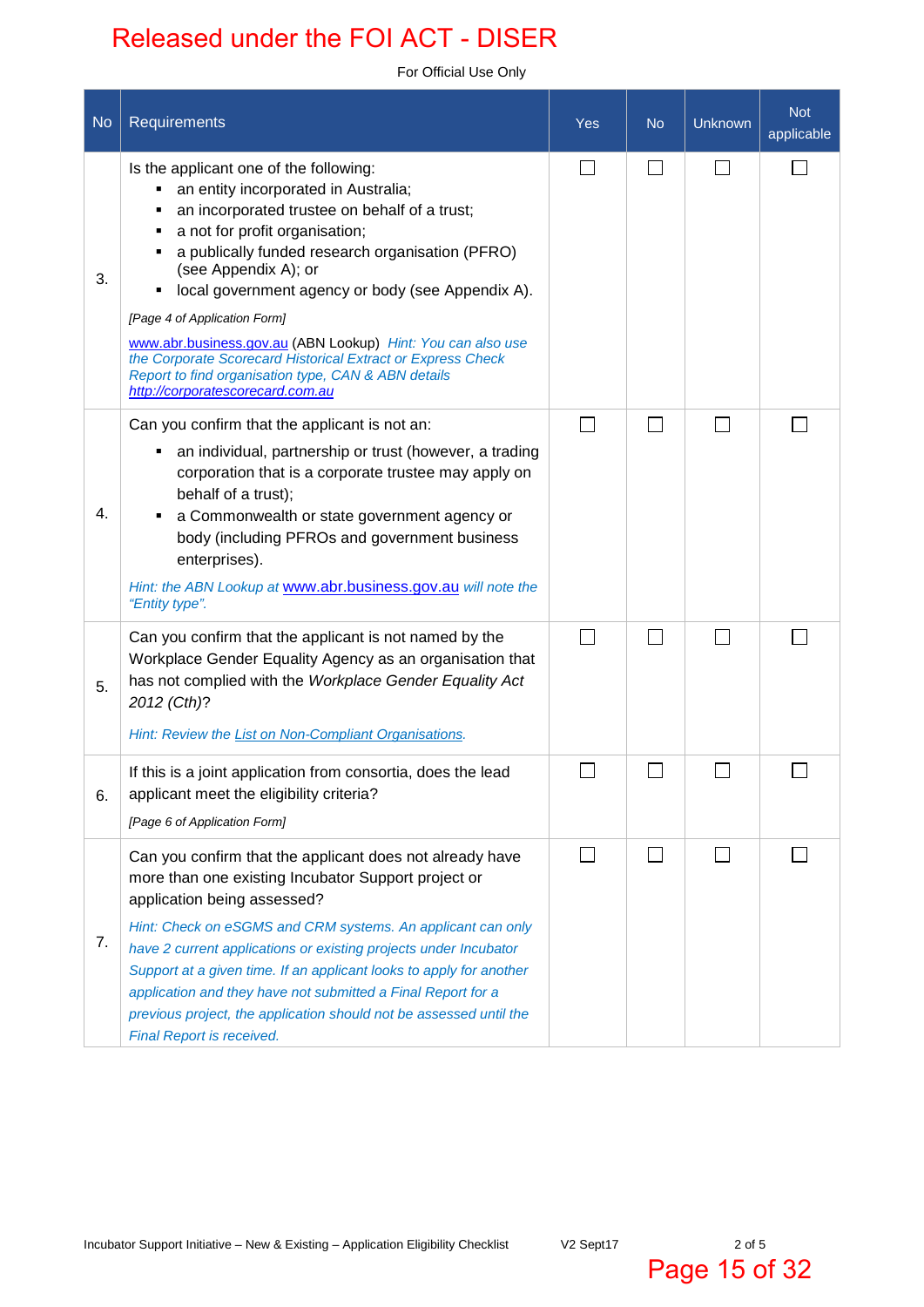Released under the FOI ACT - DISER

For Official Use Only

| No | Requirements | Yes | No | Unknown | Not applicable |
|---|---|---|---|---|---|
| 3. | Is the applicant one of the following:<br>▪ an entity incorporated in Australia;<br>▪ an incorporated trustee on behalf of a trust;<br>▪ a not for profit organisation;<br>▪ a publically funded research organisation (PFRO) (see Appendix A); or<br>▪ local government agency or body (see Appendix A).<br>*[Page 4 of Application Form]*<br>www.abr.business.gov.au (ABN Lookup) *Hint: You can also use the Corporate Scorecard Historical Extract or Express Check Report to find organisation type, CAN & ABN details http://corporatescorecard.com.au* | ☐ | ☐ | ☐ | ☐ |
| 4. | Can you confirm that the applicant is not an:<br>▪ an individual, partnership or trust (however, a trading corporation that is a corporate trustee may apply on behalf of a trust);<br>▪ a Commonwealth or state government agency or body (including PFROs and government business enterprises).<br>*Hint: the ABN Lookup at* www.abr.business.gov.au *will note the "Entity type".* | ☐ | ☐ | ☐ | ☐ |
| 5. | Can you confirm that the applicant is not named by the Workplace Gender Equality Agency as an organisation that has not complied with the *Workplace Gender Equality Act 2012 (Cth)*?<br>*Hint: Review the List on Non-Compliant Organisations.* | ☐ | ☐ | ☐ | ☐ |
| 6. | If this is a joint application from consortia, does the lead applicant meet the eligibility criteria?<br>*[Page 6 of Application Form]* | ☐ | ☐ | ☐ | ☐ |
| 7. | Can you confirm that the applicant does not already have more than one existing Incubator Support project or application being assessed?<br>*Hint: Check on eSGMS and CRM systems. An applicant can only have 2 current applications or existing projects under Incubator Support at a given time. If an applicant looks to apply for another application and they have not submitted a Final Report for a previous project, the application should not be assessed until the Final Report is received.* | ☐ | ☐ | ☐ | ☐ |

Incubator Support Initiative – New & Existing – Application Eligibility Checklist V2 Sept17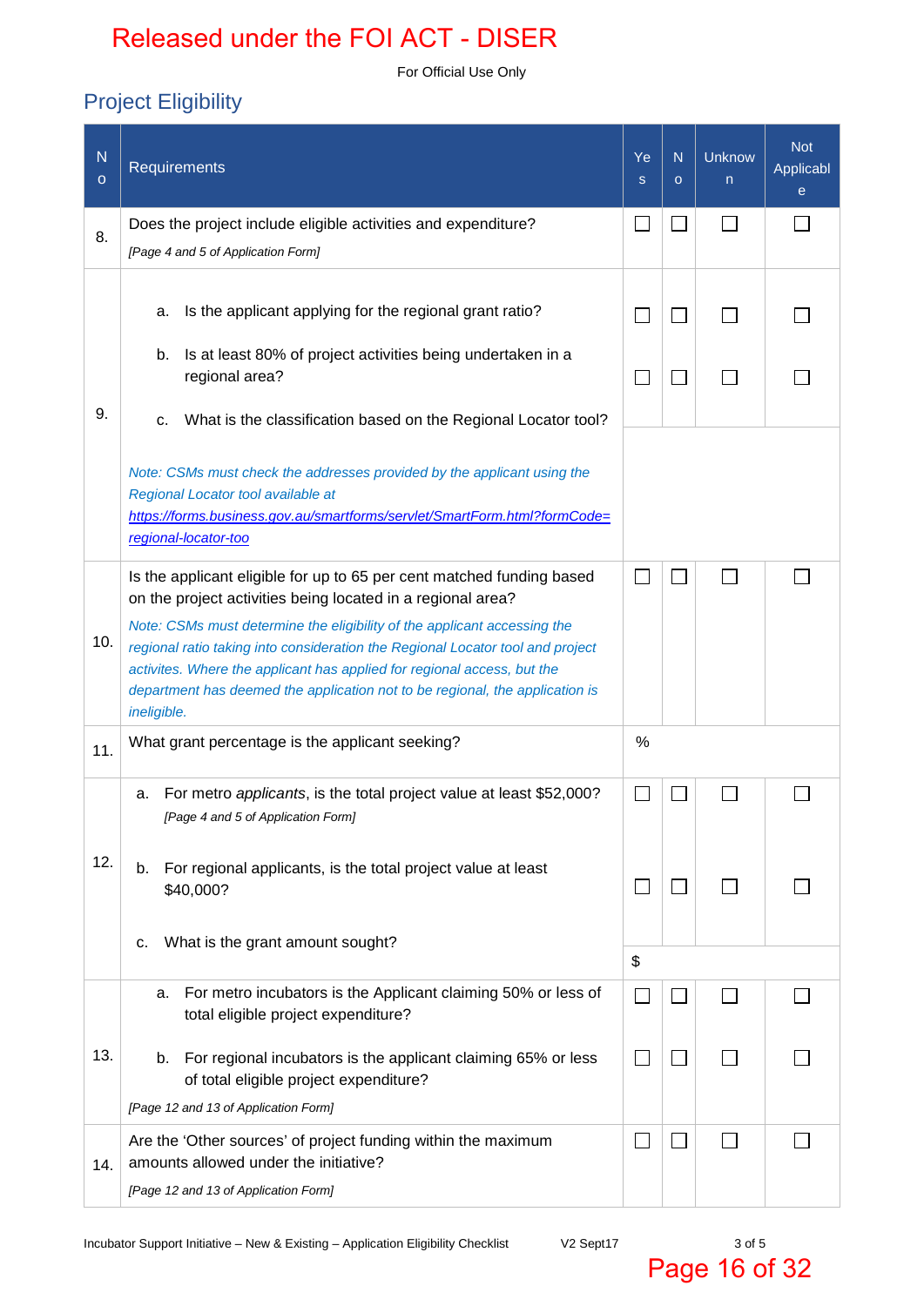Released under the FOI ACT - DISER

For Official Use Only

## Project Eligibility

| No | Requirements | Yes | No | Unknown | Not Applicable |
|---|---|---|---|---|---|
| 8. | Does the project include eligible activities and expenditure?<br>*[Page 4 and 5 of Application Form]* | ☐ | ☐ | ☐ | ☐ |
| 9. | a. Is the applicant applying for the regional grant ratio? | ☐ | ☐ | ☐ | ☐ |
| | b. Is at least 80% of project activities being undertaken in a regional area? | ☐ | ☐ | ☐ | ☐ |
| | c. What is the classification based on the Regional Locator tool?<br>*Note: CSMs must check the addresses provided by the applicant using the Regional Locator tool available at [https://forms.business.gov.au/smartforms/servlet/SmartForm.html?formCode=regional-locator-too](https://forms.business.gov.au/smartforms/servlet/SmartForm.html?formCode=regional-locator-too)* | | | | |
| 10. | Is the applicant eligible for up to 65 per cent matched funding based on the project activities being located in a regional area?<br>*Note: CSMs must determine the eligibility of the applicant accessing the regional ratio taking into consideration the Regional Locator tool and project activites. Where the applicant has applied for regional access, but the department has deemed the application not to be regional, the application is ineligible.* | ☐ | ☐ | ☐ | ☐ |
| 11. | What grant percentage is the applicant seeking? | % | | | |
| 12. | a. For metro *applicants*, is the total project value at least $52,000?<br>*[Page 4 and 5 of Application Form]* | ☐ | ☐ | ☐ | ☐ |
| | b. For regional applicants, is the total project value at least $40,000? | ☐ | ☐ | ☐ | ☐ |
| | c. What is the grant amount sought? | $ | | | |
| 13. | a. For metro incubators is the Applicant claiming 50% or less of total eligible project expenditure? | ☐ | ☐ | ☐ | ☐ |
| | b. For regional incubators is the applicant claiming 65% or less of total eligible project expenditure?<br>*[Page 12 and 13 of Application Form]* | ☐ | ☐ | ☐ | ☐ |
| 14. | Are the 'Other sources' of project funding within the maximum amounts allowed under the initiative?<br>*[Page 12 and 13 of Application Form]* | ☐ | ☐ | ☐ | ☐ |

Incubator Support Initiative – New & Existing – Application Eligibility Checklist V2 Sept17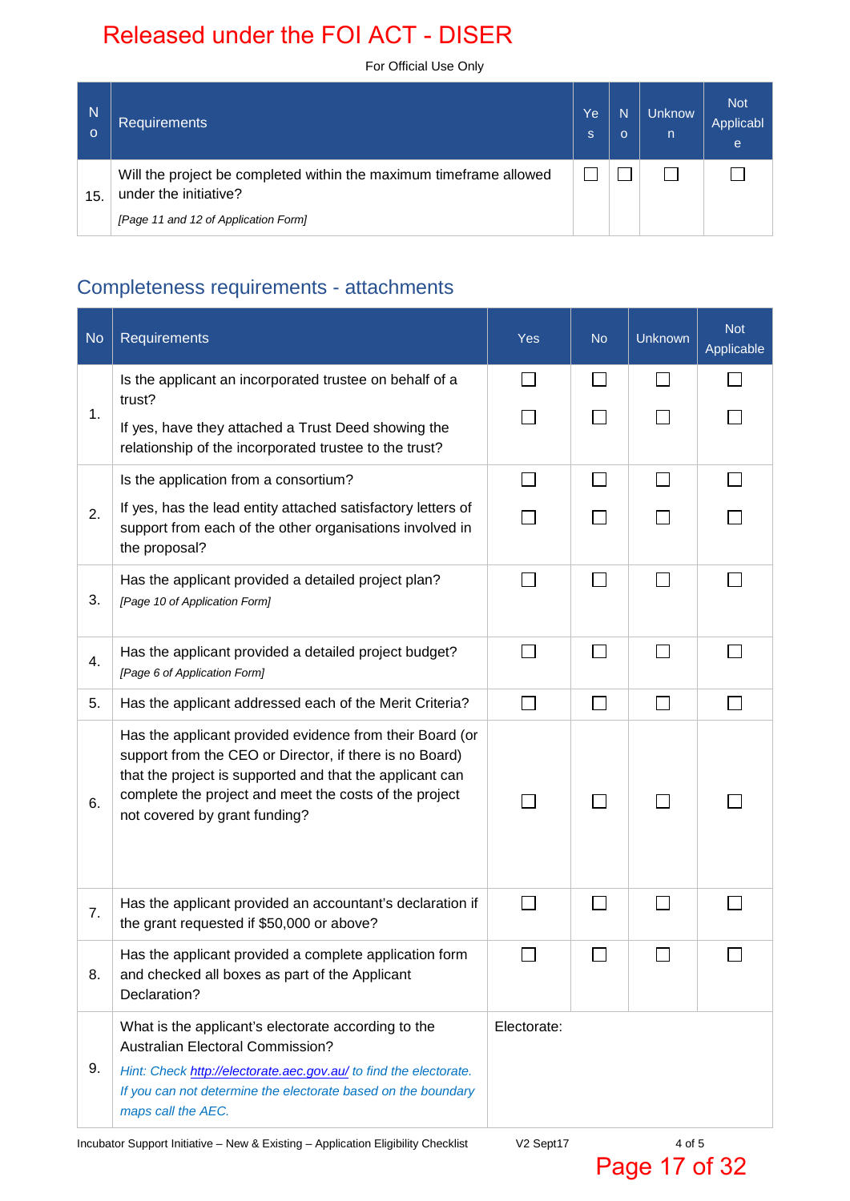Released under the FOI ACT - DISER

For Official Use Only

| No | Requirements | Yes | No | Unknown | Not Applicable |
|---|---|---|---|---|---|
| 15. | Will the project be completed within the maximum timeframe allowed under the initiative? *[Page 11 and 12 of Application Form]* | ☐ | ☐ | ☐ | ☐ |

## Completeness requirements - attachments

| No | Requirements | Yes | No | Unknown | Not Applicable |
|---|---|---|---|---|---|
| 1. | Is the applicant an incorporated trustee on behalf of a trust? | ☐ | ☐ | ☐ | ☐ |
| | If yes, have they attached a Trust Deed showing the relationship of the incorporated trustee to the trust? | ☐ | ☐ | ☐ | ☐ |
| 2. | Is the application from a consortium? | ☐ | ☐ | ☐ | ☐ |
| | If yes, has the lead entity attached satisfactory letters of support from each of the other organisations involved in the proposal? | ☐ | ☐ | ☐ | ☐ |
| 3. | Has the applicant provided a detailed project plan? *[Page 10 of Application Form]* | ☐ | ☐ | ☐ | ☐ |
| 4. | Has the applicant provided a detailed project budget? *[Page 6 of Application Form]* | ☐ | ☐ | ☐ | ☐ |
| 5. | Has the applicant addressed each of the Merit Criteria? | ☐ | ☐ | ☐ | ☐ |
| 6. | Has the applicant provided evidence from their Board (or support from the CEO or Director, if there is no Board) that the project is supported and that the applicant can complete the project and meet the costs of the project not covered by grant funding? | ☐ | ☐ | ☐ | ☐ |
| 7. | Has the applicant provided an accountant's declaration if the grant requested if $50,000 or above? | ☐ | ☐ | ☐ | ☐ |
| 8. | Has the applicant provided a complete application form and checked all boxes as part of the Applicant Declaration? | ☐ | ☐ | ☐ | ☐ |
| 9. | What is the applicant's electorate according to the Australian Electoral Commission? *Hint: Check [http://electorate.aec.gov.au/](http://electorate.aec.gov.au/) to find the electorate. If you can not determine the electorate based on the boundary maps call the AEC.* | Electorate: | | | |

Incubator Support Initiative – New & Existing – Application Eligibility Checklist V2 Sept17

Page 17 of 32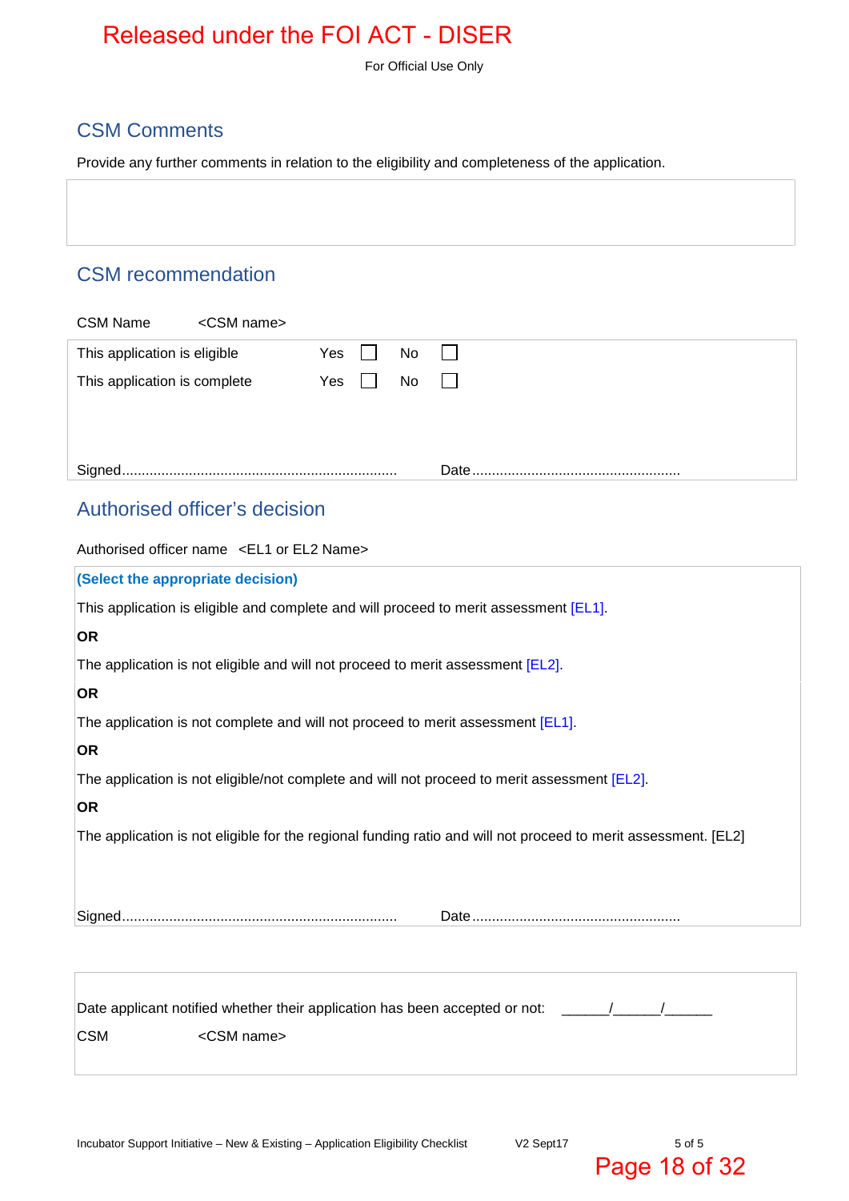## CSM Comments

Provide any further comments in relation to the eligibility and completeness of the application.

| |
|---|
| |

## CSM recommendation

CSM Name <CSM name>

| | | | | |
|---|---|---|---|---|
| This application is eligible | Yes | ☐ | No | ☐ |
| This application is complete | Yes | ☐ | No | ☐ |

Signed...................................................................... Date.....................................................

## Authorised officer's decision

Authorised officer name <EL1 or EL2 Name>

**(Select the appropriate decision)**

This application is eligible and complete and will proceed to merit assessment [EL1].

**OR**

The application is not eligible and will not proceed to merit assessment [EL2].

**OR**

The application is not complete and will not proceed to merit assessment [EL1].

**OR**

The application is not eligible/not complete and will not proceed to merit assessment [EL2].

**OR**

The application is not eligible for the regional funding ratio and will not proceed to merit assessment. [EL2]

Signed...................................................................... Date.....................................................

Date applicant notified whether their application has been accepted or not: ______/______/______

CSM <CSM name>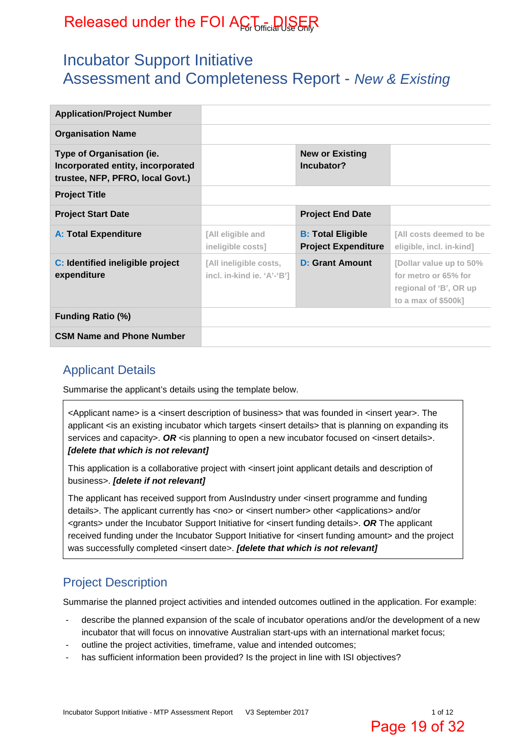# Incubator Support Initiative
# Assessment and Completeness Report - *New & Existing*

| Application/Project Number | | | |
|---|---|---|---|
| **Organisation Name** | | | |
| **Type of Organisation (ie. Incorporated entity, incorporated trustee, NFP, PFRO, local Govt.)** | | **New or Existing Incubator?** | |
| **Project Title** | | | |
| **Project Start Date** | | **Project End Date** | |
| **A: Total Expenditure** | [All eligible and ineligible costs] | **B: Total Eligible Project Expenditure** | [All costs deemed to be eligible, incl. in-kind] |
| **C: Identified ineligible project expenditure** | [All ineligible costs, incl. in-kind ie. 'A'-'B'] | **D: Grant Amount** | [Dollar value up to 50% for metro or 65% for regional of 'B', OR up to a max of $500k] |
| **Funding Ratio (%)** | | | |
| **CSM Name and Phone Number** | | | |

## Applicant Details

Summarise the applicant's details using the template below.

<Applicant name> is a <insert description of business> that was founded in <insert year>. The applicant <is an existing incubator which targets <insert details> that is planning on expanding its services and capacity>. ***OR*** <is planning to open a new incubator focused on <insert details>. ***[delete that which is not relevant]***

This application is a collaborative project with <insert joint applicant details and description of business>. ***[delete if not relevant]***

The applicant has received support from AusIndustry under <insert programme and funding details>. The applicant currently has <no> or <insert number> other <applications> and/or <grants> under the Incubator Support Initiative for <insert funding details>. ***OR*** The applicant received funding under the Incubator Support Initiative for <insert funding amount> and the project was successfully completed <insert date>. ***[delete that which is not relevant]***

## Project Description

Summarise the planned project activities and intended outcomes outlined in the application. For example:

- describe the planned expansion of the scale of incubator operations and/or the development of a new incubator that will focus on innovative Australian start-ups with an international market focus;
- outline the project activities, timeframe, value and intended outcomes;
- has sufficient information been provided? Is the project in line with ISI objectives?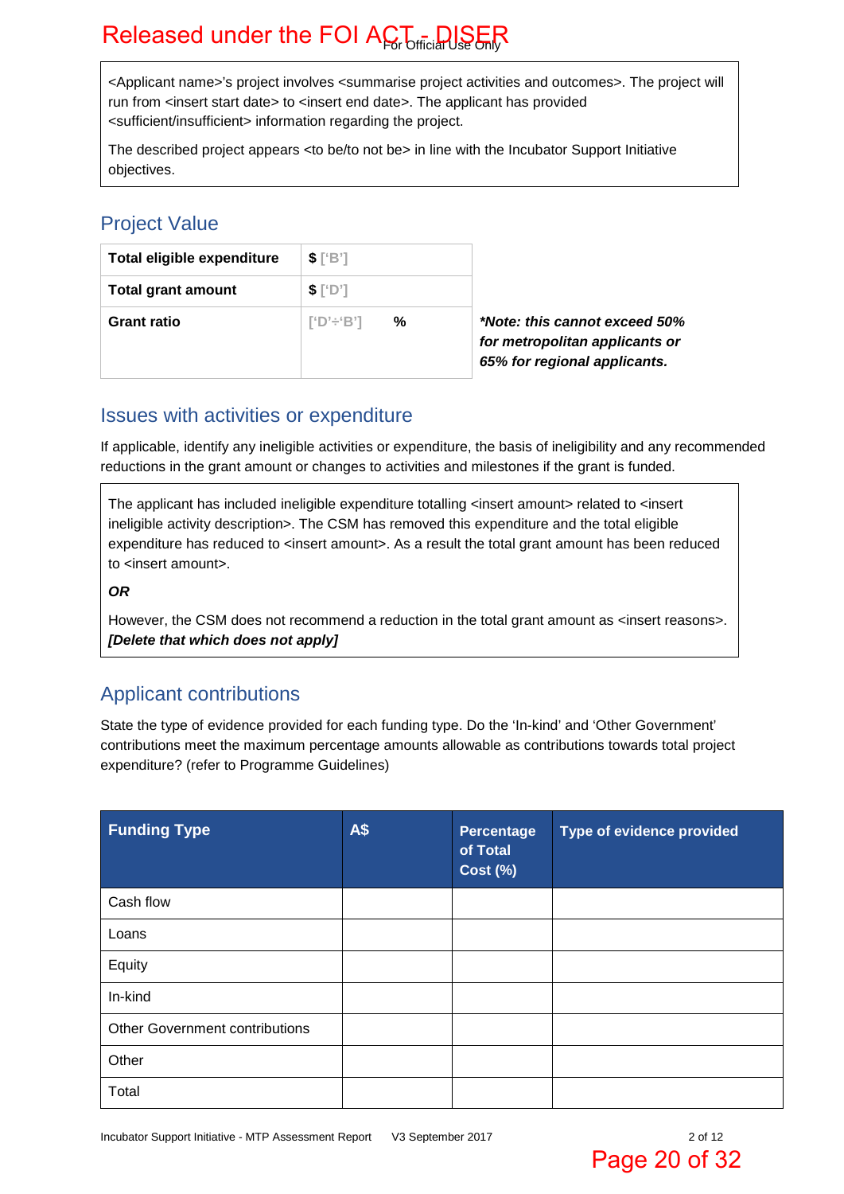<Applicant name>'s project involves <summarise project activities and outcomes>. The project will run from <insert start date> to <insert end date>. The applicant has provided <sufficient/insufficient> information regarding the project.

The described project appears <to be/to not be> in line with the Incubator Support Initiative objectives.

## Project Value

| Total eligible expenditure | $ ['B'] |
|---|---|
| **Total grant amount** | $ ['D'] |
| **Grant ratio** | ['D'÷'B'] % |

***Note: this cannot exceed 50% for metropolitan applicants or 65% for regional applicants.***

## Issues with activities or expenditure

If applicable, identify any ineligible activities or expenditure, the basis of ineligibility and any recommended reductions in the grant amount or changes to activities and milestones if the grant is funded.

The applicant has included ineligible expenditure totalling <insert amount> related to <insert ineligible activity description>. The CSM has removed this expenditure and the total eligible expenditure has reduced to <insert amount>. As a result the total grant amount has been reduced to <insert amount>.

***OR***

However, the CSM does not recommend a reduction in the total grant amount as <insert reasons>. ***[Delete that which does not apply]***

## Applicant contributions

State the type of evidence provided for each funding type. Do the 'In-kind' and 'Other Government' contributions meet the maximum percentage amounts allowable as contributions towards total project expenditure? (refer to Programme Guidelines)

| Funding Type | A$ | Percentage of Total Cost (%) | Type of evidence provided |
|---|---|---|---|
| Cash flow | | | |
| Loans | | | |
| Equity | | | |
| In-kind | | | |
| Other Government contributions | | | |
| Other | | | |
| Total | | | |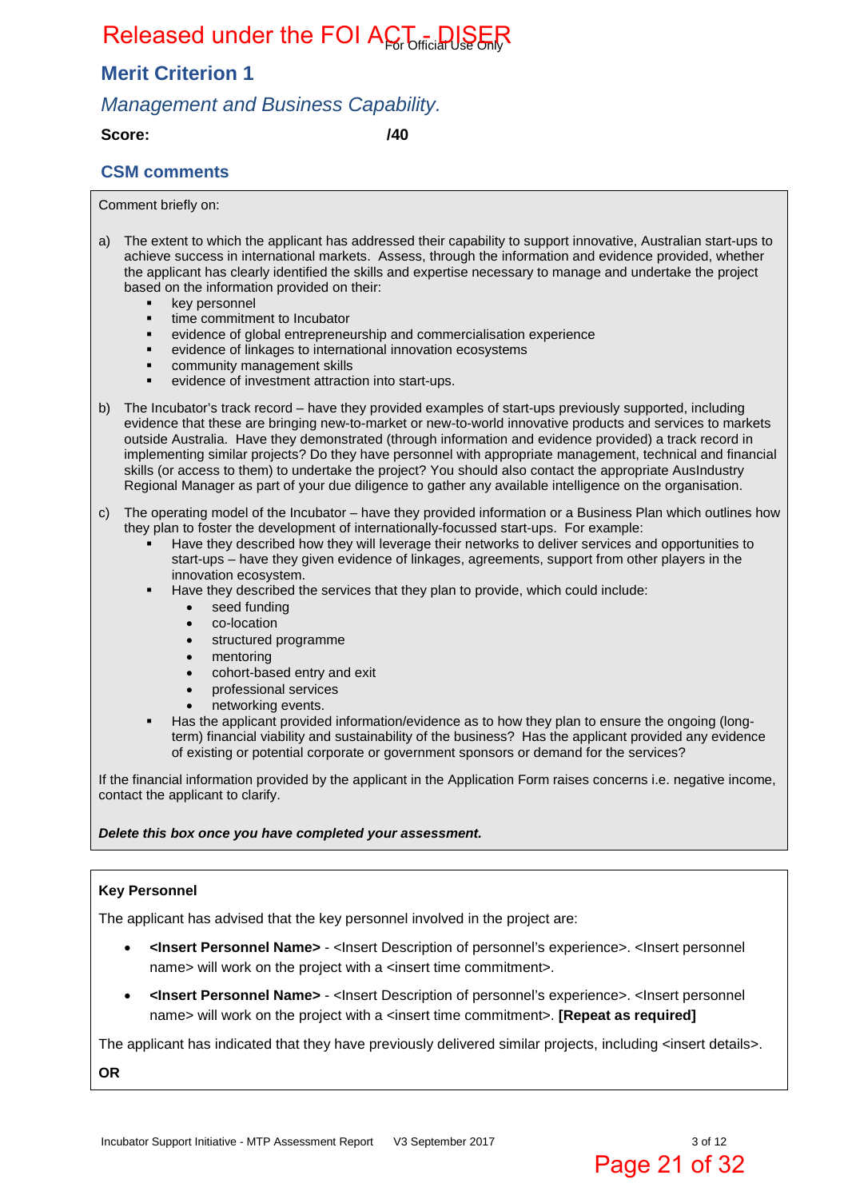## Merit Criterion 1

*Management and Business Capability.*

**Score:** /40

### CSM comments

Comment briefly on:

a) The extent to which the applicant has addressed their capability to support innovative, Australian start-ups to achieve success in international markets. Assess, through the information and evidence provided, whether the applicant has clearly identified the skills and expertise necessary to manage and undertake the project based on the information provided on their:
   - key personnel
   - time commitment to Incubator
   - evidence of global entrepreneurship and commercialisation experience
   - evidence of linkages to international innovation ecosystems
   - community management skills
   - evidence of investment attraction into start-ups.

b) The Incubator's track record – have they provided examples of start-ups previously supported, including evidence that these are bringing new-to-market or new-to-world innovative products and services to markets outside Australia. Have they demonstrated (through information and evidence provided) a track record in implementing similar projects? Do they have personnel with appropriate management, technical and financial skills (or access to them) to undertake the project? You should also contact the appropriate AusIndustry Regional Manager as part of your due diligence to gather any available intelligence on the organisation.

c) The operating model of the Incubator – have they provided information or a Business Plan which outlines how they plan to foster the development of internationally-focussed start-ups. For example:
   - Have they described how they will leverage their networks to deliver services and opportunities to start-ups – have they given evidence of linkages, agreements, support from other players in the innovation ecosystem.
   - Have they described the services that they plan to provide, which could include:
     - seed funding
     - co-location
     - structured programme
     - mentoring
     - cohort-based entry and exit
     - professional services
     - networking events.
   - Has the applicant provided information/evidence as to how they plan to ensure the ongoing (long-term) financial viability and sustainability of the business? Has the applicant provided any evidence of existing or potential corporate or government sponsors or demand for the services?

If the financial information provided by the applicant in the Application Form raises concerns i.e. negative income, contact the applicant to clarify.

***Delete this box once you have completed your assessment.***

**Key Personnel**

The applicant has advised that the key personnel involved in the project are:

- **<Insert Personnel Name>** - <Insert Description of personnel's experience>. <Insert personnel name> will work on the project with a <insert time commitment>.
- **<Insert Personnel Name>** - <Insert Description of personnel's experience>. <Insert personnel name> will work on the project with a <insert time commitment>. **[Repeat as required]**

The applicant has indicated that they have previously delivered similar projects, including <insert details>.

**OR**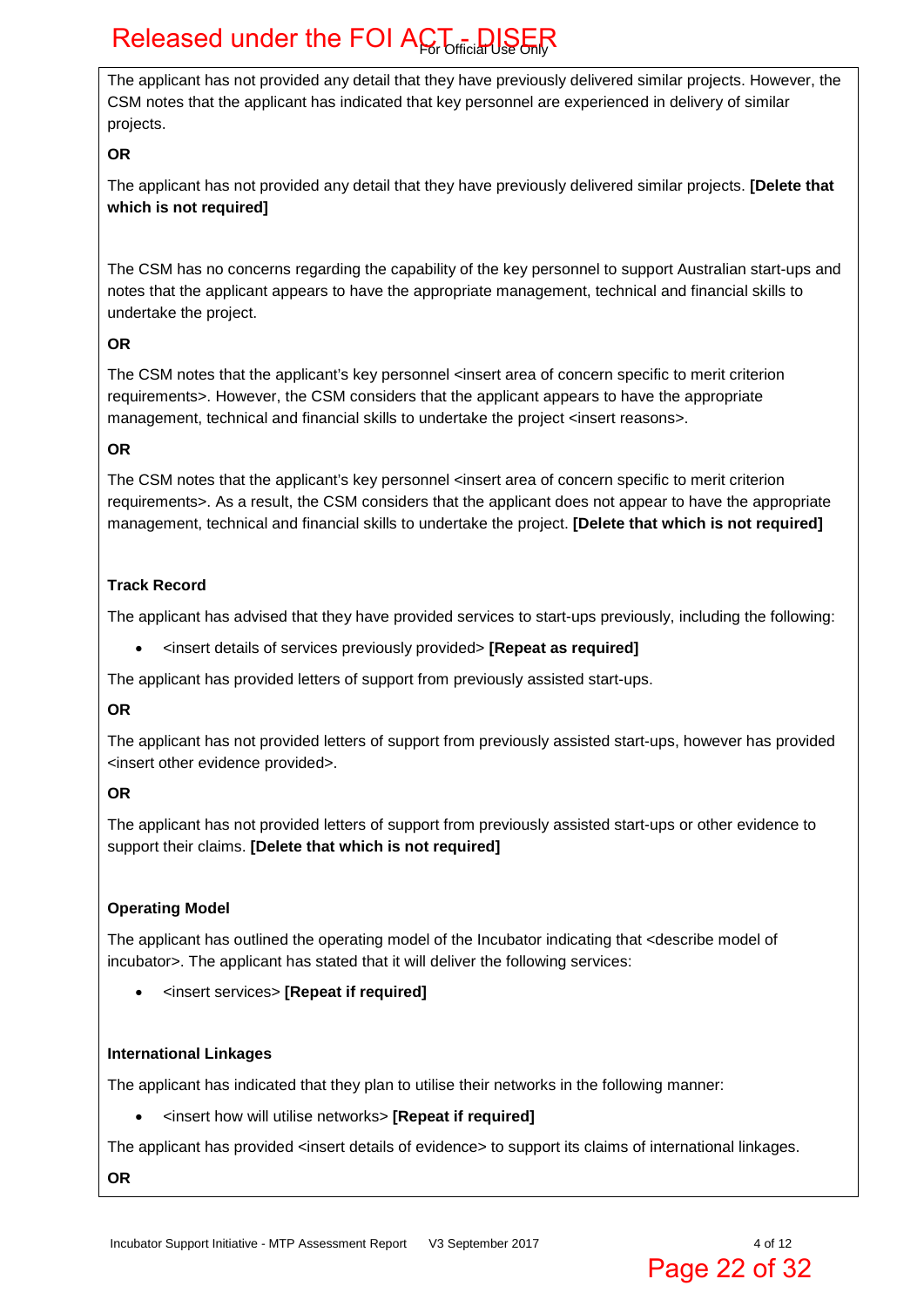The applicant has not provided any detail that they have previously delivered similar projects. However, the CSM notes that the applicant has indicated that key personnel are experienced in delivery of similar projects.

**OR**

The applicant has not provided any detail that they have previously delivered similar projects. **[Delete that which is not required]**

The CSM has no concerns regarding the capability of the key personnel to support Australian start-ups and notes that the applicant appears to have the appropriate management, technical and financial skills to undertake the project.

**OR**

The CSM notes that the applicant's key personnel <insert area of concern specific to merit criterion requirements>. However, the CSM considers that the applicant appears to have the appropriate management, technical and financial skills to undertake the project <insert reasons>.

**OR**

The CSM notes that the applicant's key personnel <insert area of concern specific to merit criterion requirements>. As a result, the CSM considers that the applicant does not appear to have the appropriate management, technical and financial skills to undertake the project. **[Delete that which is not required]**

**Track Record**

The applicant has advised that they have provided services to start-ups previously, including the following:

- <insert details of services previously provided> **[Repeat as required]**

The applicant has provided letters of support from previously assisted start-ups.

**OR**

The applicant has not provided letters of support from previously assisted start-ups, however has provided <insert other evidence provided>.

**OR**

The applicant has not provided letters of support from previously assisted start-ups or other evidence to support their claims. **[Delete that which is not required]**

**Operating Model**

The applicant has outlined the operating model of the Incubator indicating that <describe model of incubator>. The applicant has stated that it will deliver the following services:

- <insert services> **[Repeat if required]**

**International Linkages**

The applicant has indicated that they plan to utilise their networks in the following manner:

- <insert how will utilise networks> **[Repeat if required]**

The applicant has provided <insert details of evidence> to support its claims of international linkages.

**OR**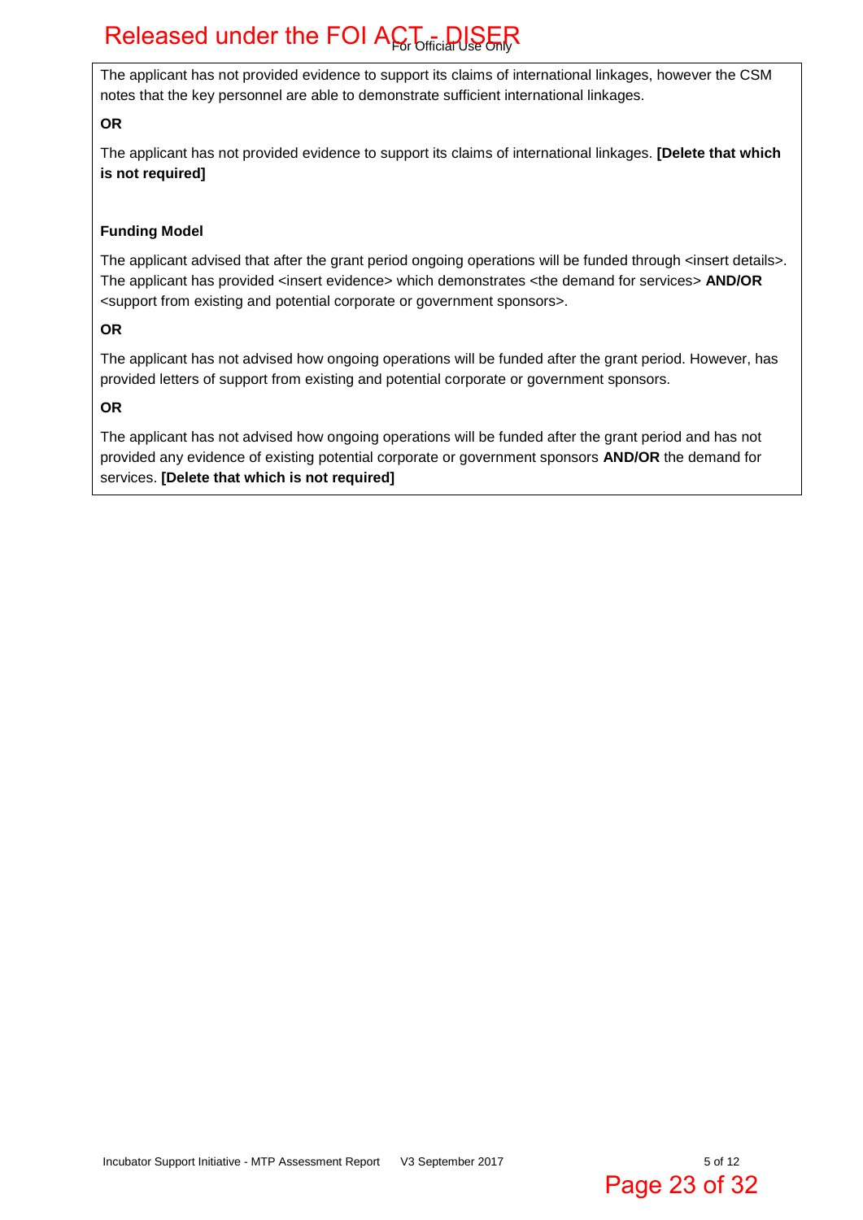The applicant has not provided evidence to support its claims of international linkages, however the CSM notes that the key personnel are able to demonstrate sufficient international linkages.

**OR**

The applicant has not provided evidence to support its claims of international linkages. **[Delete that which is not required]**

**Funding Model**

The applicant advised that after the grant period ongoing operations will be funded through <insert details>. The applicant has provided <insert evidence> which demonstrates <the demand for services> **AND/OR** <support from existing and potential corporate or government sponsors>.

**OR**

The applicant has not advised how ongoing operations will be funded after the grant period. However, has provided letters of support from existing and potential corporate or government sponsors.

**OR**

The applicant has not advised how ongoing operations will be funded after the grant period and has not provided any evidence of existing potential corporate or government sponsors **AND/OR** the demand for services. **[Delete that which is not required]**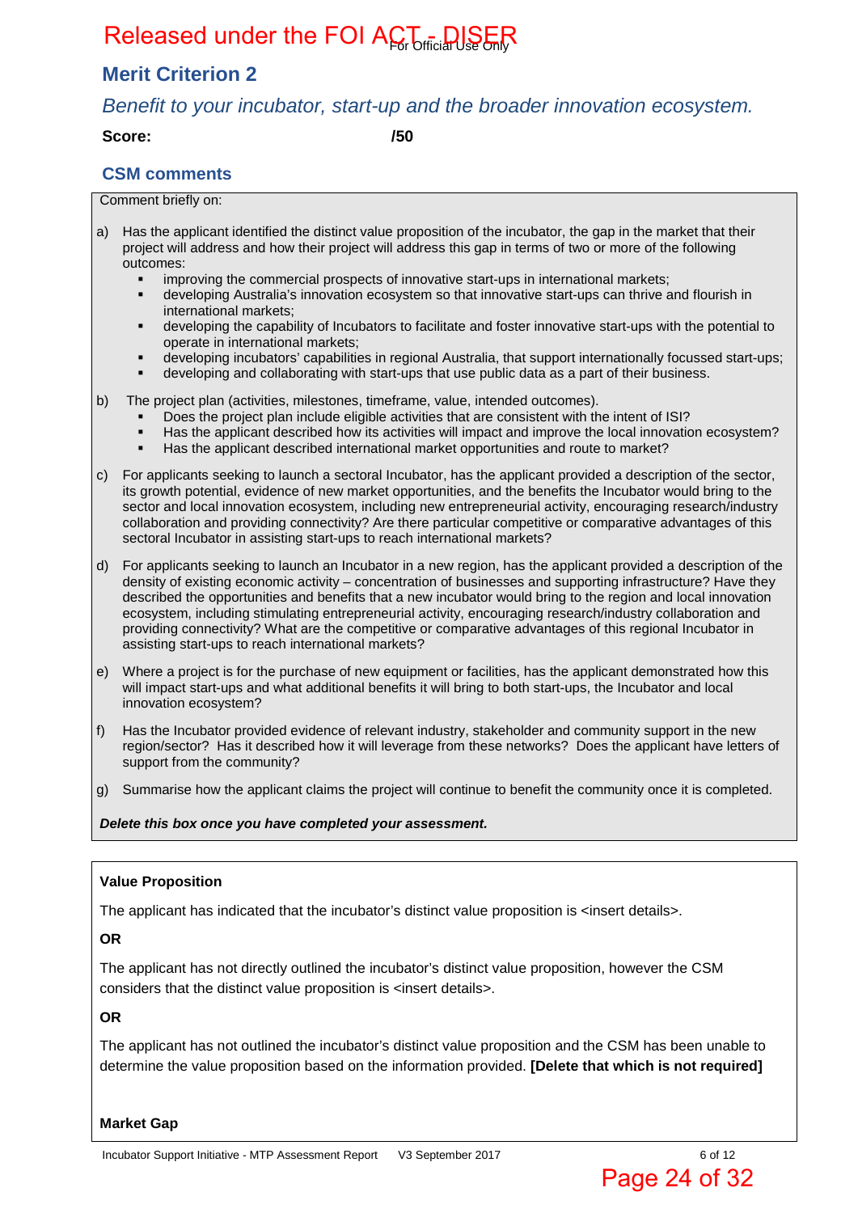## Merit Criterion 2

*Benefit to your incubator, start-up and the broader innovation ecosystem.*

**Score:** /50

### CSM comments

Comment briefly on:

a) Has the applicant identified the distinct value proposition of the incubator, the gap in the market that their project will address and how their project will address this gap in terms of two or more of the following outcomes:
- improving the commercial prospects of innovative start-ups in international markets;
- developing Australia's innovation ecosystem so that innovative start-ups can thrive and flourish in international markets;
- developing the capability of Incubators to facilitate and foster innovative start-ups with the potential to operate in international markets;
- developing incubators' capabilities in regional Australia, that support internationally focussed start-ups;
- developing and collaborating with start-ups that use public data as a part of their business.

b) The project plan (activities, milestones, timeframe, value, intended outcomes).
- Does the project plan include eligible activities that are consistent with the intent of ISI?
- Has the applicant described how its activities will impact and improve the local innovation ecosystem?
- Has the applicant described international market opportunities and route to market?

c) For applicants seeking to launch a sectoral Incubator, has the applicant provided a description of the sector, its growth potential, evidence of new market opportunities, and the benefits the Incubator would bring to the sector and local innovation ecosystem, including new entrepreneurial activity, encouraging research/industry collaboration and providing connectivity? Are there particular competitive or comparative advantages of this sectoral Incubator in assisting start-ups to reach international markets?

d) For applicants seeking to launch an Incubator in a new region, has the applicant provided a description of the density of existing economic activity – concentration of businesses and supporting infrastructure? Have they described the opportunities and benefits that a new incubator would bring to the region and local innovation ecosystem, including stimulating entrepreneurial activity, encouraging research/industry collaboration and providing connectivity? What are the competitive or comparative advantages of this regional Incubator in assisting start-ups to reach international markets?

e) Where a project is for the purchase of new equipment or facilities, has the applicant demonstrated how this will impact start-ups and what additional benefits it will bring to both start-ups, the Incubator and local innovation ecosystem?

f) Has the Incubator provided evidence of relevant industry, stakeholder and community support in the new region/sector? Has it described how it will leverage from these networks? Does the applicant have letters of support from the community?

g) Summarise how the applicant claims the project will continue to benefit the community once it is completed.

***Delete this box once you have completed your assessment.***

**Value Proposition**

The applicant has indicated that the incubator's distinct value proposition is <insert details>.

**OR**

The applicant has not directly outlined the incubator's distinct value proposition, however the CSM considers that the distinct value proposition is <insert details>.

**OR**

The applicant has not outlined the incubator's distinct value proposition and the CSM has been unable to determine the value proposition based on the information provided. **[Delete that which is not required]**

**Market Gap**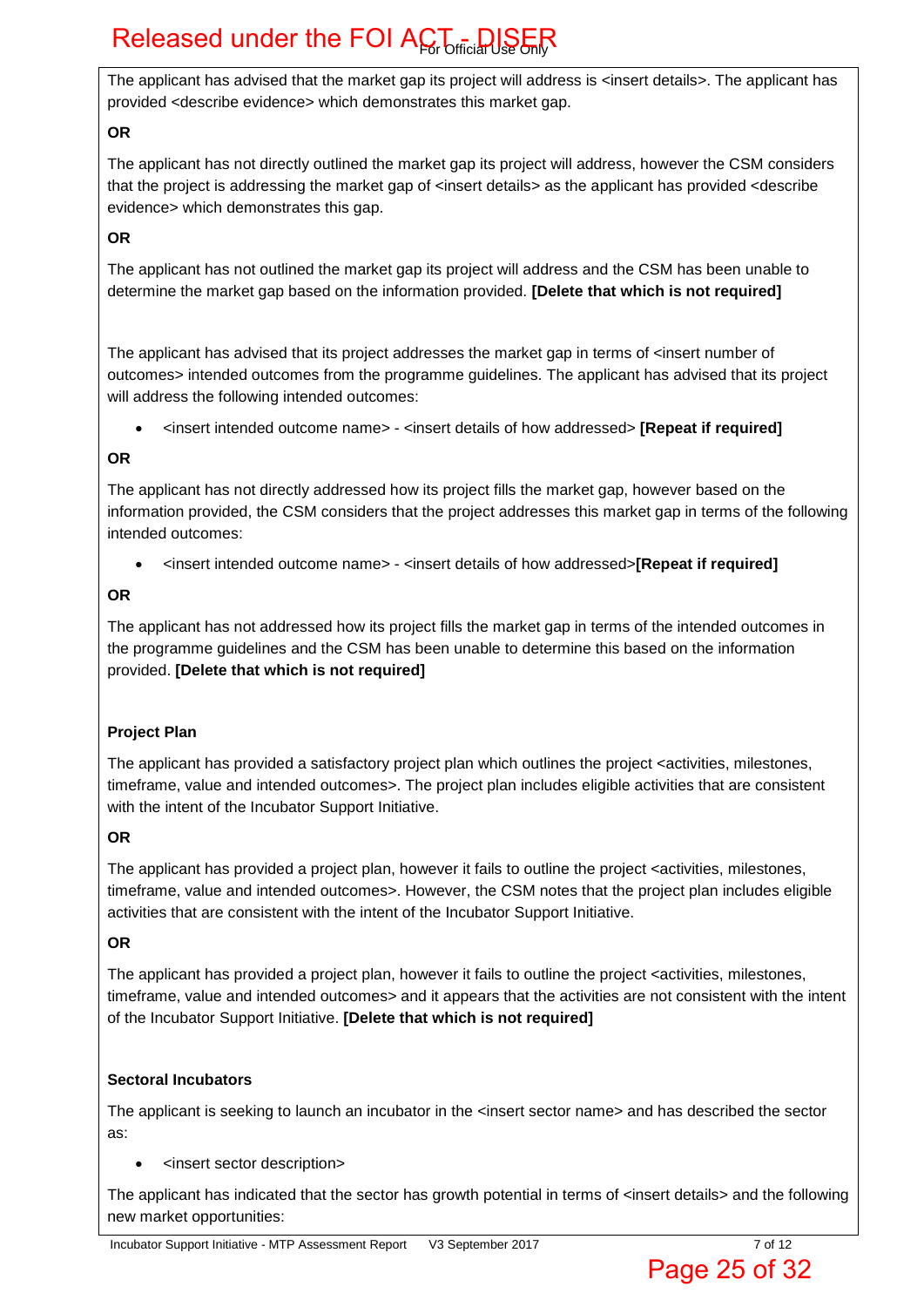The applicant has advised that the market gap its project will address is <insert details>. The applicant has provided <describe evidence> which demonstrates this market gap.

**OR**

The applicant has not directly outlined the market gap its project will address, however the CSM considers that the project is addressing the market gap of <insert details> as the applicant has provided <describe evidence> which demonstrates this gap.

**OR**

The applicant has not outlined the market gap its project will address and the CSM has been unable to determine the market gap based on the information provided. **[Delete that which is not required]**

The applicant has advised that its project addresses the market gap in terms of <insert number of outcomes> intended outcomes from the programme guidelines. The applicant has advised that its project will address the following intended outcomes:

- <insert intended outcome name> - <insert details of how addressed> **[Repeat if required]**

**OR**

The applicant has not directly addressed how its project fills the market gap, however based on the information provided, the CSM considers that the project addresses this market gap in terms of the following intended outcomes:

- <insert intended outcome name> - <insert details of how addressed>**[Repeat if required]**

**OR**

The applicant has not addressed how its project fills the market gap in terms of the intended outcomes in the programme guidelines and the CSM has been unable to determine this based on the information provided. **[Delete that which is not required]**

**Project Plan**

The applicant has provided a satisfactory project plan which outlines the project <activities, milestones, timeframe, value and intended outcomes>. The project plan includes eligible activities that are consistent with the intent of the Incubator Support Initiative.

**OR**

The applicant has provided a project plan, however it fails to outline the project <activities, milestones, timeframe, value and intended outcomes>. However, the CSM notes that the project plan includes eligible activities that are consistent with the intent of the Incubator Support Initiative.

**OR**

The applicant has provided a project plan, however it fails to outline the project <activities, milestones, timeframe, value and intended outcomes> and it appears that the activities are not consistent with the intent of the Incubator Support Initiative. **[Delete that which is not required]**

**Sectoral Incubators**

The applicant is seeking to launch an incubator in the <insert sector name> and has described the sector as:

- <insert sector description>

The applicant has indicated that the sector has growth potential in terms of <insert details> and the following new market opportunities: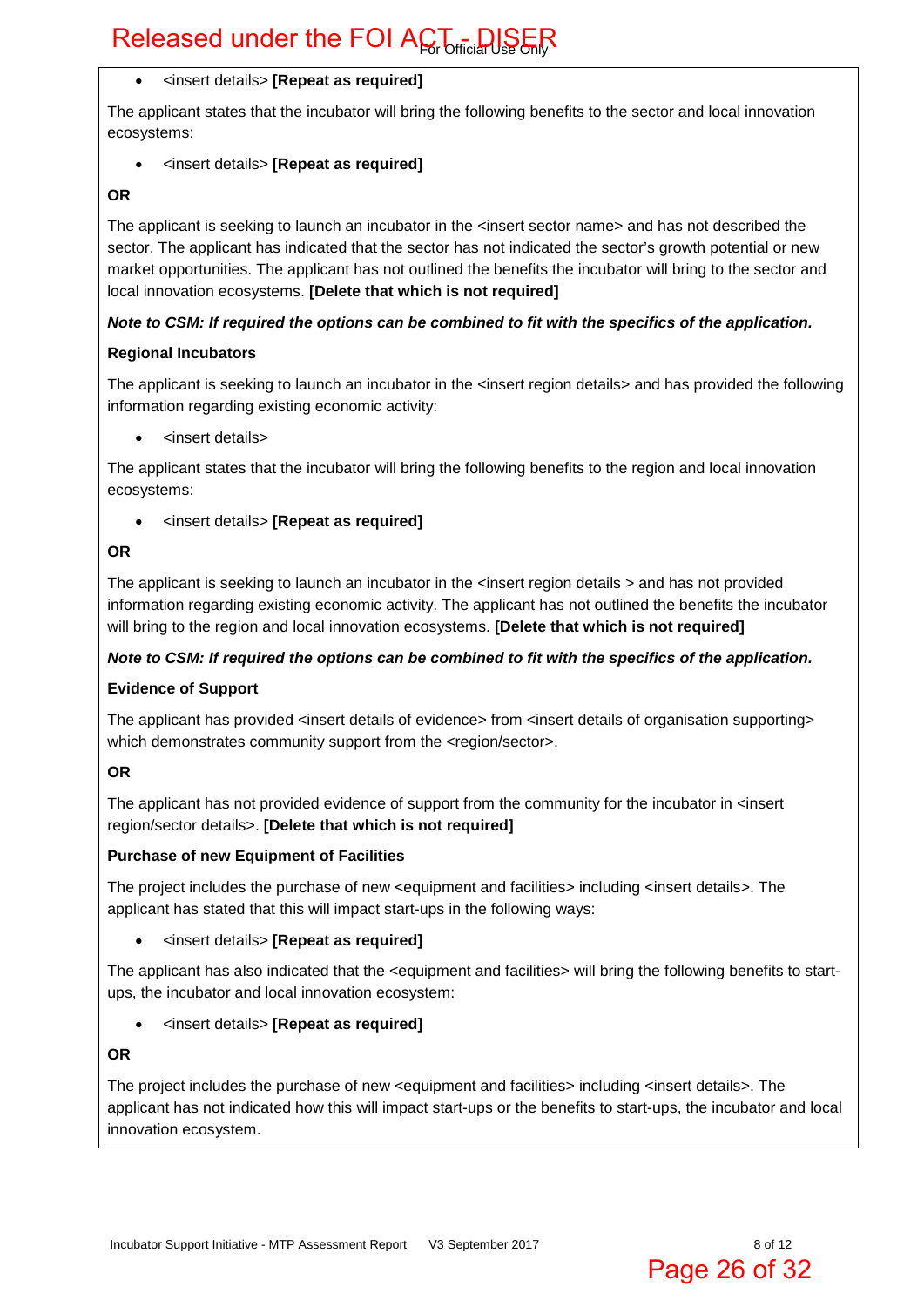- <insert details> **[Repeat as required]**

The applicant states that the incubator will bring the following benefits to the sector and local innovation ecosystems:

- <insert details> **[Repeat as required]**

**OR**

The applicant is seeking to launch an incubator in the <insert sector name> and has not described the sector. The applicant has indicated that the sector has not indicated the sector's growth potential or new market opportunities. The applicant has not outlined the benefits the incubator will bring to the sector and local innovation ecosystems. **[Delete that which is not required]**

***Note to CSM: If required the options can be combined to fit with the specifics of the application.***

**Regional Incubators**

The applicant is seeking to launch an incubator in the <insert region details> and has provided the following information regarding existing economic activity:

- <insert details>

The applicant states that the incubator will bring the following benefits to the region and local innovation ecosystems:

- <insert details> **[Repeat as required]**

**OR**

The applicant is seeking to launch an incubator in the <insert region details > and has not provided information regarding existing economic activity. The applicant has not outlined the benefits the incubator will bring to the region and local innovation ecosystems. **[Delete that which is not required]**

***Note to CSM: If required the options can be combined to fit with the specifics of the application.***

**Evidence of Support**

The applicant has provided <insert details of evidence> from <insert details of organisation supporting> which demonstrates community support from the <region/sector>.

**OR**

The applicant has not provided evidence of support from the community for the incubator in <insert region/sector details>. **[Delete that which is not required]**

**Purchase of new Equipment of Facilities**

The project includes the purchase of new <equipment and facilities> including <insert details>. The applicant has stated that this will impact start-ups in the following ways:

- <insert details> **[Repeat as required]**

The applicant has also indicated that the <equipment and facilities> will bring the following benefits to start-ups, the incubator and local innovation ecosystem:

- <insert details> **[Repeat as required]**

**OR**

The project includes the purchase of new <equipment and facilities> including <insert details>. The applicant has not indicated how this will impact start-ups or the benefits to start-ups, the incubator and local innovation ecosystem.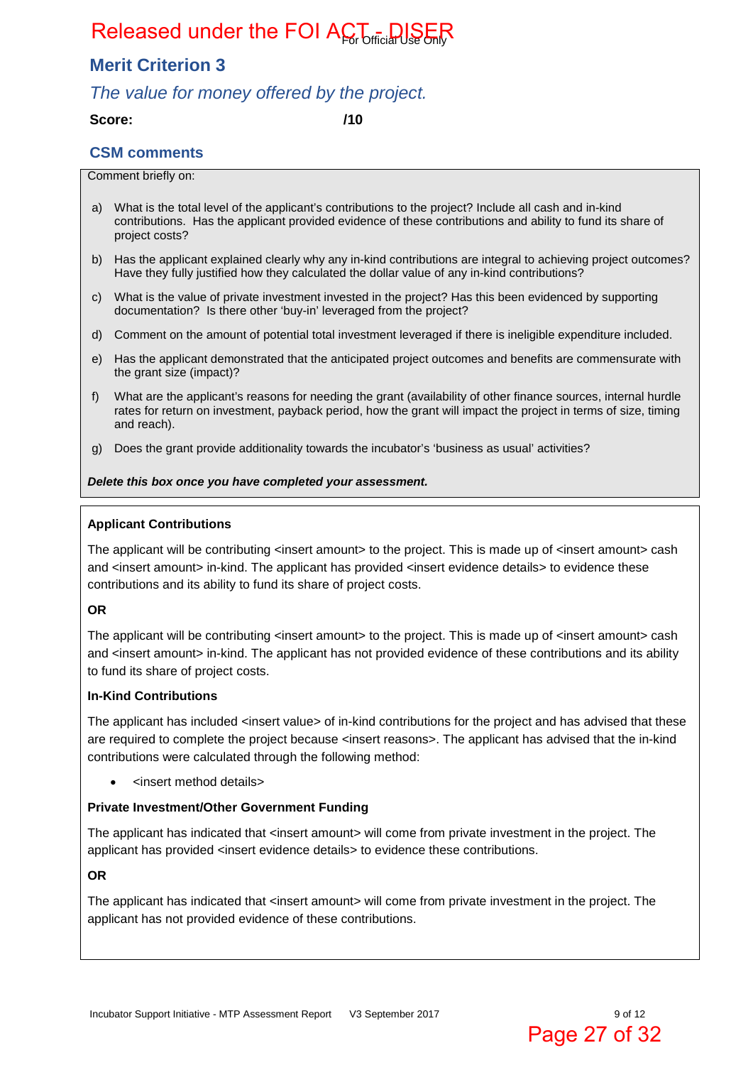## Merit Criterion 3

*The value for money offered by the project.*

**Score:** /10

### CSM comments

Comment briefly on:

a) What is the total level of the applicant's contributions to the project? Include all cash and in-kind contributions. Has the applicant provided evidence of these contributions and ability to fund its share of project costs?

b) Has the applicant explained clearly why any in-kind contributions are integral to achieving project outcomes? Have they fully justified how they calculated the dollar value of any in-kind contributions?

c) What is the value of private investment invested in the project? Has this been evidenced by supporting documentation? Is there other 'buy-in' leveraged from the project?

d) Comment on the amount of potential total investment leveraged if there is ineligible expenditure included.

e) Has the applicant demonstrated that the anticipated project outcomes and benefits are commensurate with the grant size (impact)?

f) What are the applicant's reasons for needing the grant (availability of other finance sources, internal hurdle rates for return on investment, payback period, how the grant will impact the project in terms of size, timing and reach).

g) Does the grant provide additionality towards the incubator's 'business as usual' activities?

***Delete this box once you have completed your assessment.***

**Applicant Contributions**

The applicant will be contributing <insert amount> to the project. This is made up of <insert amount> cash and <insert amount> in-kind. The applicant has provided <insert evidence details> to evidence these contributions and its ability to fund its share of project costs.

**OR**

The applicant will be contributing <insert amount> to the project. This is made up of <insert amount> cash and <insert amount> in-kind. The applicant has not provided evidence of these contributions and its ability to fund its share of project costs.

**In-Kind Contributions**

The applicant has included <insert value> of in-kind contributions for the project and has advised that these are required to complete the project because <insert reasons>. The applicant has advised that the in-kind contributions were calculated through the following method:

- <insert method details>

**Private Investment/Other Government Funding**

The applicant has indicated that <insert amount> will come from private investment in the project. The applicant has provided <insert evidence details> to evidence these contributions.

**OR**

The applicant has indicated that <insert amount> will come from private investment in the project. The applicant has not provided evidence of these contributions.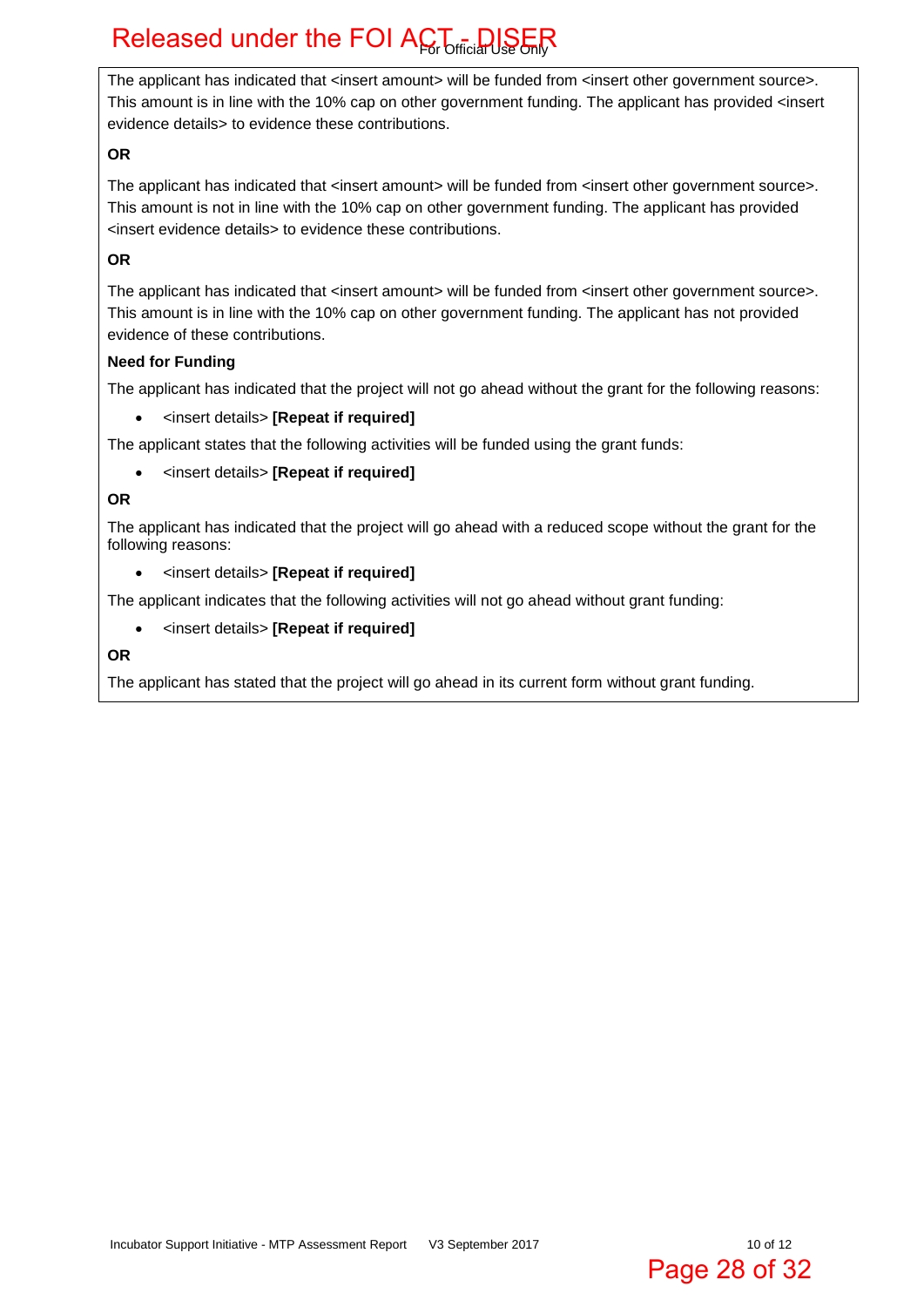The applicant has indicated that <insert amount> will be funded from <insert other government source>. This amount is in line with the 10% cap on other government funding. The applicant has provided <insert evidence details> to evidence these contributions.

**OR**

The applicant has indicated that <insert amount> will be funded from <insert other government source>. This amount is not in line with the 10% cap on other government funding. The applicant has provided <insert evidence details> to evidence these contributions.

**OR**

The applicant has indicated that <insert amount> will be funded from <insert other government source>. This amount is in line with the 10% cap on other government funding. The applicant has not provided evidence of these contributions.

**Need for Funding**

The applicant has indicated that the project will not go ahead without the grant for the following reasons:

- <insert details> **[Repeat if required]**

The applicant states that the following activities will be funded using the grant funds:

- <insert details> **[Repeat if required]**

**OR**

The applicant has indicated that the project will go ahead with a reduced scope without the grant for the following reasons:

- <insert details> **[Repeat if required]**

The applicant indicates that the following activities will not go ahead without grant funding:

- <insert details> **[Repeat if required]**

**OR**

The applicant has stated that the project will go ahead in its current form without grant funding.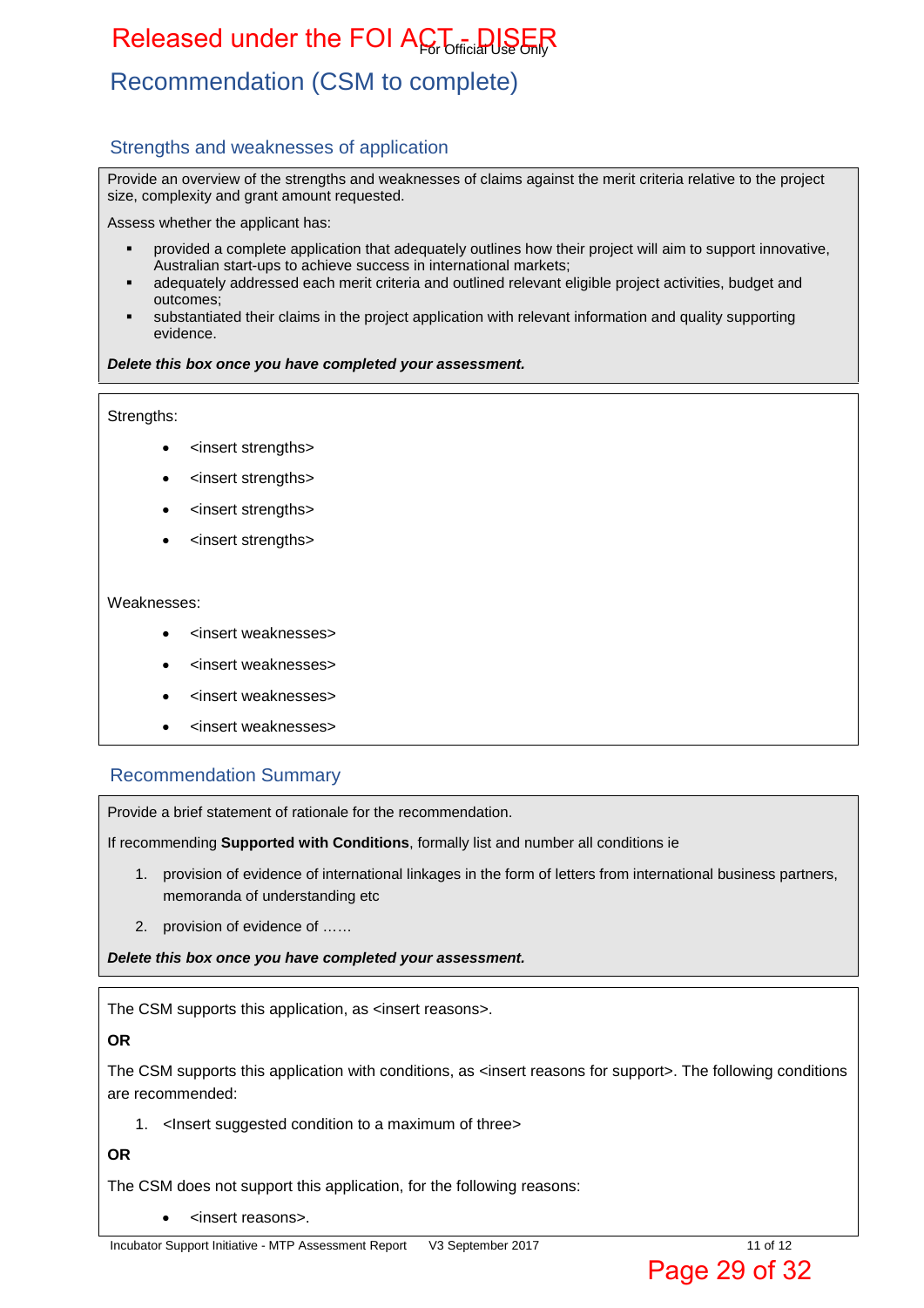## Recommendation (CSM to complete)

### Strengths and weaknesses of application

Provide an overview of the strengths and weaknesses of claims against the merit criteria relative to the project size, complexity and grant amount requested.

Assess whether the applicant has:

- provided a complete application that adequately outlines how their project will aim to support innovative, Australian start-ups to achieve success in international markets;
- adequately addressed each merit criteria and outlined relevant eligible project activities, budget and outcomes;
- substantiated their claims in the project application with relevant information and quality supporting evidence.

***Delete this box once you have completed your assessment.***

Strengths:

- <insert strengths>
- <insert strengths>
- <insert strengths>
- <insert strengths>

Weaknesses:

- <insert weaknesses>
- <insert weaknesses>
- <insert weaknesses>
- <insert weaknesses>

### Recommendation Summary

Provide a brief statement of rationale for the recommendation.

If recommending **Supported with Conditions**, formally list and number all conditions ie

1. provision of evidence of international linkages in the form of letters from international business partners, memoranda of understanding etc
2. provision of evidence of ……

***Delete this box once you have completed your assessment.***

The CSM supports this application, as <insert reasons>.

**OR**

The CSM supports this application with conditions, as <insert reasons for support>. The following conditions are recommended:

1. <Insert suggested condition to a maximum of three>

**OR**

The CSM does not support this application, for the following reasons:

- <insert reasons>.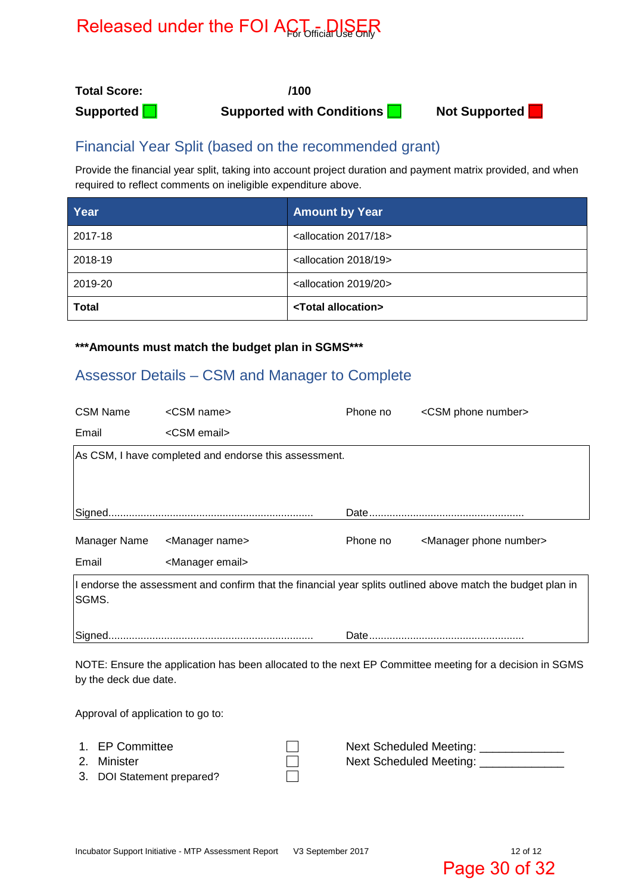**Total Score:** /100

**Supported** ☐ **Supported with Conditions** ☐ **Not Supported** ☐

## Financial Year Split (based on the recommended grant)

Provide the financial year split, taking into account project duration and payment matrix provided, and when required to reflect comments on ineligible expenditure above.

| Year | Amount by Year |
|---|---|
| 2017-18 | <allocation 2017/18> |
| 2018-19 | <allocation 2018/19> |
| 2019-20 | <allocation 2019/20> |
| **Total** | **<Total allocation>** |

**\*\*\*Amounts must match the budget plan in SGMS\*\*\***

## Assessor Details – CSM and Manager to Complete

| | | | |
|---|---|---|---|
| CSM Name | <CSM name> | Phone no | <CSM phone number> |
| Email | <CSM email> | | |

As CSM, I have completed and endorse this assessment.

Signed...................................................................... Date.....................................................

| | | | |
|---|---|---|---|
| Manager Name | <Manager name> | Phone no | <Manager phone number> |
| Email | <Manager email> | | |

I endorse the assessment and confirm that the financial year splits outlined above match the budget plan in SGMS.

Signed...................................................................... Date.....................................................

NOTE: Ensure the application has been allocated to the next EP Committee meeting for a decision in SGMS by the deck due date.

Approval of application to go to:

1. EP Committee ☐ Next Scheduled Meeting: _____________
2. Minister ☐ Next Scheduled Meeting: _____________
3. DOI Statement prepared? ☐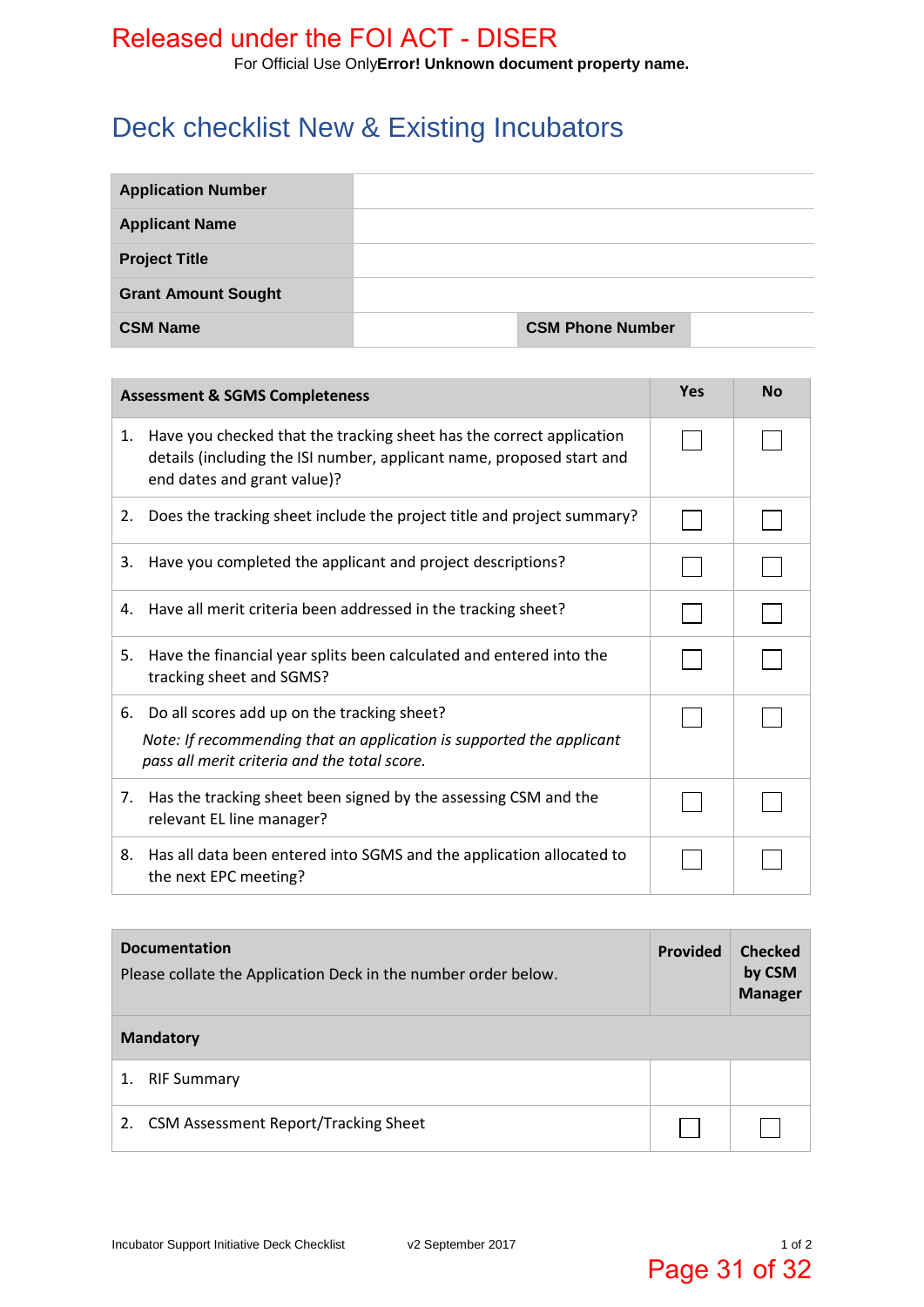Released under the FOI ACT - DISER

For Official Use Only**Error! Unknown document property name.**

# Deck checklist New & Existing Incubators

| **Application Number** | | | |
|---|---|---|---|
| **Applicant Name** | | | |
| **Project Title** | | | |
| **Grant Amount Sought** | | | |
| **CSM Name** | | **CSM Phone Number** | |

| **Assessment & SGMS Completeness** | **Yes** | **No** |
|---|---|---|
| 1. Have you checked that the tracking sheet has the correct application details (including the ISI number, applicant name, proposed start and end dates and grant value)? | ☐ | ☐ |
| 2. Does the tracking sheet include the project title and project summary? | ☐ | ☐ |
| 3. Have you completed the applicant and project descriptions? | ☐ | ☐ |
| 4. Have all merit criteria been addressed in the tracking sheet? | ☐ | ☐ |
| 5. Have the financial year splits been calculated and entered into the tracking sheet and SGMS? | ☐ | ☐ |
| 6. Do all scores add up on the tracking sheet? *Note: If recommending that an application is supported the applicant pass all merit criteria and the total score.* | ☐ | ☐ |
| 7. Has the tracking sheet been signed by the assessing CSM and the relevant EL line manager? | ☐ | ☐ |
| 8. Has all data been entered into SGMS and the application allocated to the next EPC meeting? | ☐ | ☐ |

| **Documentation** Please collate the Application Deck in the number order below. | **Provided** | **Checked by CSM Manager** |
|---|---|---|
| **Mandatory** | | |
| 1. RIF Summary | | |
| 2. CSM Assessment Report/Tracking Sheet | ☐ | ☐ |

Incubator Support Initiative Deck Checklist v2 September 2017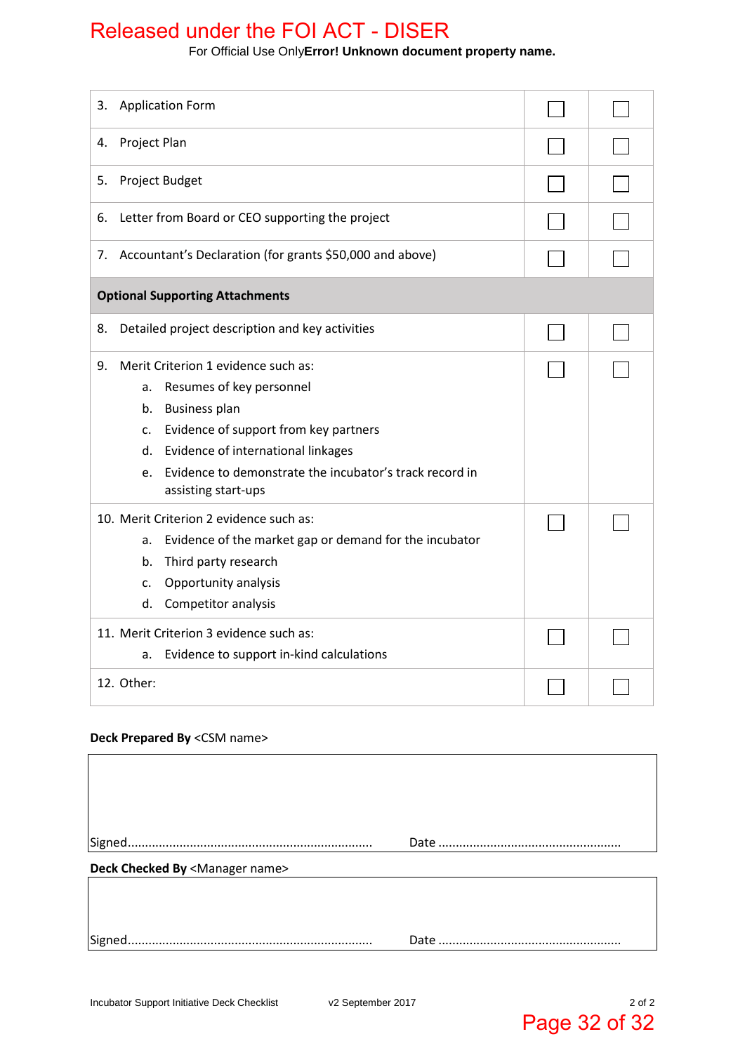| | | |
|---|---|---|
| 3. Application Form | ☐ | ☐ |
| 4. Project Plan | ☐ | ☐ |
| 5. Project Budget | ☐ | ☐ |
| 6. Letter from Board or CEO supporting the project | ☐ | ☐ |
| 7. Accountant's Declaration (for grants $50,000 and above) | ☐ | ☐ |
| **Optional Supporting Attachments** | | |
| 8. Detailed project description and key activities | ☐ | ☐ |
| 9. Merit Criterion 1 evidence such as:<br>a. Resumes of key personnel<br>b. Business plan<br>c. Evidence of support from key partners<br>d. Evidence of international linkages<br>e. Evidence to demonstrate the incubator's track record in assisting start-ups | ☐ | ☐ |
| 10. Merit Criterion 2 evidence such as:<br>a. Evidence of the market gap or demand for the incubator<br>b. Third party research<br>c. Opportunity analysis<br>d. Competitor analysis | ☐ | ☐ |
| 11. Merit Criterion 3 evidence such as:<br>a. Evidence to support in-kind calculations | ☐ | ☐ |
| 12. Other: | ☐ | ☐ |

**Deck Prepared By** <CSM name>

Signed........................................................................ Date .....................................................

**Deck Checked By** <Manager name>

Signed........................................................................ Date .....................................................